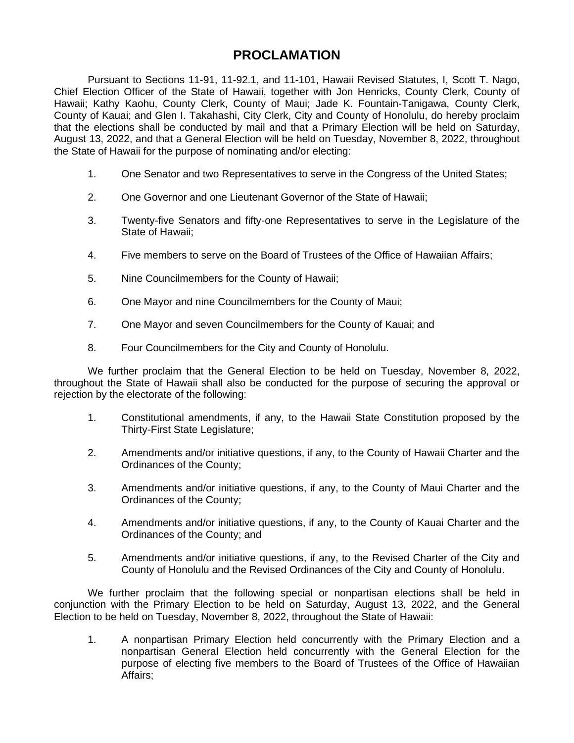# PROCLAMATION

Pursuant to Sections 11-91, 11-92.1, and 11-101, Hawaii Revised Statutes, I, Scott T. Nago, Chief Election Officer of the State of Hawaii, together with Jon Henricks, County Clerk, County of Hawaii; Kathy Kaohu, County Clerk, County of Maui; Jade K. Fountain-Tanigawa, County Clerk, County of Kauai; and Glen I. Takahashi, City Clerk, City and County of Honolulu, do hereby proclaim that the elections shall be conducted by mail and that a Primary Election will be held on Saturday, August 13, 2022, and that a General Election will be held on Tuesday, November 8, 2022, throughout the State of Hawaii for the purpose of nominating and/or electing:

1. One Senator and two Representatives to serve in the Congress of the United States;
2. One Governor and one Lieutenant Governor of the State of Hawaii;
3. Twenty-five Senators and fifty-one Representatives to serve in the Legislature of the State of Hawaii;
4. Five members to serve on the Board of Trustees of the Office of Hawaiian Affairs;
5. Nine Councilmembers for the County of Hawaii;
6. One Mayor and nine Councilmembers for the County of Maui;
7. One Mayor and seven Councilmembers for the County of Kauai; and
8. Four Councilmembers for the City and County of Honolulu.

We further proclaim that the General Election to be held on Tuesday, November 8, 2022, throughout the State of Hawaii shall also be conducted for the purpose of securing the approval or rejection by the electorate of the following:

1. Constitutional amendments, if any, to the Hawaii State Constitution proposed by the Thirty-First State Legislature;
2. Amendments and/or initiative questions, if any, to the County of Hawaii Charter and the Ordinances of the County;
3. Amendments and/or initiative questions, if any, to the County of Maui Charter and the Ordinances of the County;
4. Amendments and/or initiative questions, if any, to the County of Kauai Charter and the Ordinances of the County; and
5. Amendments and/or initiative questions, if any, to the Revised Charter of the City and County of Honolulu and the Revised Ordinances of the City and County of Honolulu.

We further proclaim that the following special or nonpartisan elections shall be held in conjunction with the Primary Election to be held on Saturday, August 13, 2022, and the General Election to be held on Tuesday, November 8, 2022, throughout the State of Hawaii:

1. A nonpartisan Primary Election held concurrently with the Primary Election and a nonpartisan General Election held concurrently with the General Election for the purpose of electing five members to the Board of Trustees of the Office of Hawaiian Affairs;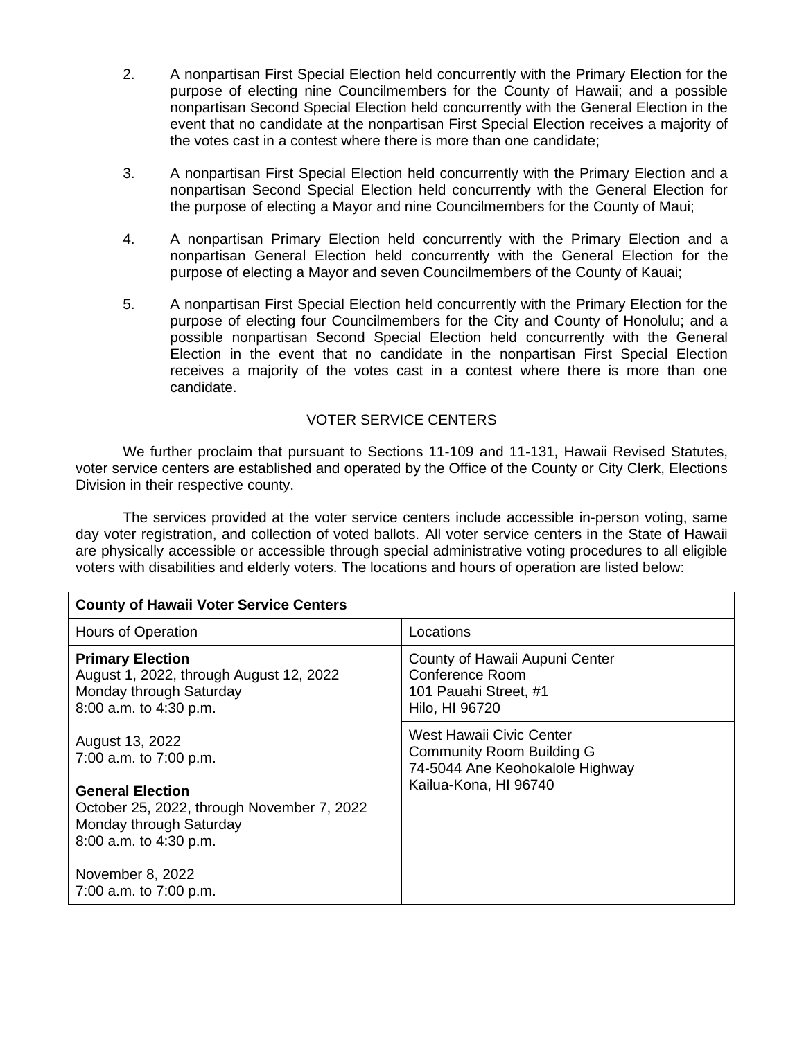2. A nonpartisan First Special Election held concurrently with the Primary Election for the purpose of electing nine Councilmembers for the County of Hawaii; and a possible nonpartisan Second Special Election held concurrently with the General Election in the event that no candidate at the nonpartisan First Special Election receives a majority of the votes cast in a contest where there is more than one candidate;

3. A nonpartisan First Special Election held concurrently with the Primary Election and a nonpartisan Second Special Election held concurrently with the General Election for the purpose of electing a Mayor and nine Councilmembers for the County of Maui;

4. A nonpartisan Primary Election held concurrently with the Primary Election and a nonpartisan General Election held concurrently with the General Election for the purpose of electing a Mayor and seven Councilmembers of the County of Kauai;

5. A nonpartisan First Special Election held concurrently with the Primary Election for the purpose of electing four Councilmembers for the City and County of Honolulu; and a possible nonpartisan Second Special Election held concurrently with the General Election in the event that no candidate in the nonpartisan First Special Election receives a majority of the votes cast in a contest where there is more than one candidate.

## VOTER SERVICE CENTERS

We further proclaim that pursuant to Sections 11-109 and 11-131, Hawaii Revised Statutes, voter service centers are established and operated by the Office of the County or City Clerk, Elections Division in their respective county.

The services provided at the voter service centers include accessible in-person voting, same day voter registration, and collection of voted ballots. All voter service centers in the State of Hawaii are physically accessible or accessible through special administrative voting procedures to all eligible voters with disabilities and elderly voters. The locations and hours of operation are listed below:

| **County of Hawaii Voter Service Centers** | |
|---|---|
| Hours of Operation | Locations |
| **Primary Election**<br>August 1, 2022, through August 12, 2022<br>Monday through Saturday<br>8:00 a.m. to 4:30 p.m.<br><br>August 13, 2022<br>7:00 a.m. to 7:00 p.m.<br><br>**General Election**<br>October 25, 2022, through November 7, 2022<br>Monday through Saturday<br>8:00 a.m. to 4:30 p.m.<br><br>November 8, 2022<br>7:00 a.m. to 7:00 p.m. | County of Hawaii Aupuni Center<br>Conference Room<br>101 Pauahi Street, #1<br>Hilo, HI 96720<br><br>West Hawaii Civic Center<br>Community Room Building G<br>74-5044 Ane Keohokalole Highway<br>Kailua-Kona, HI 96740 |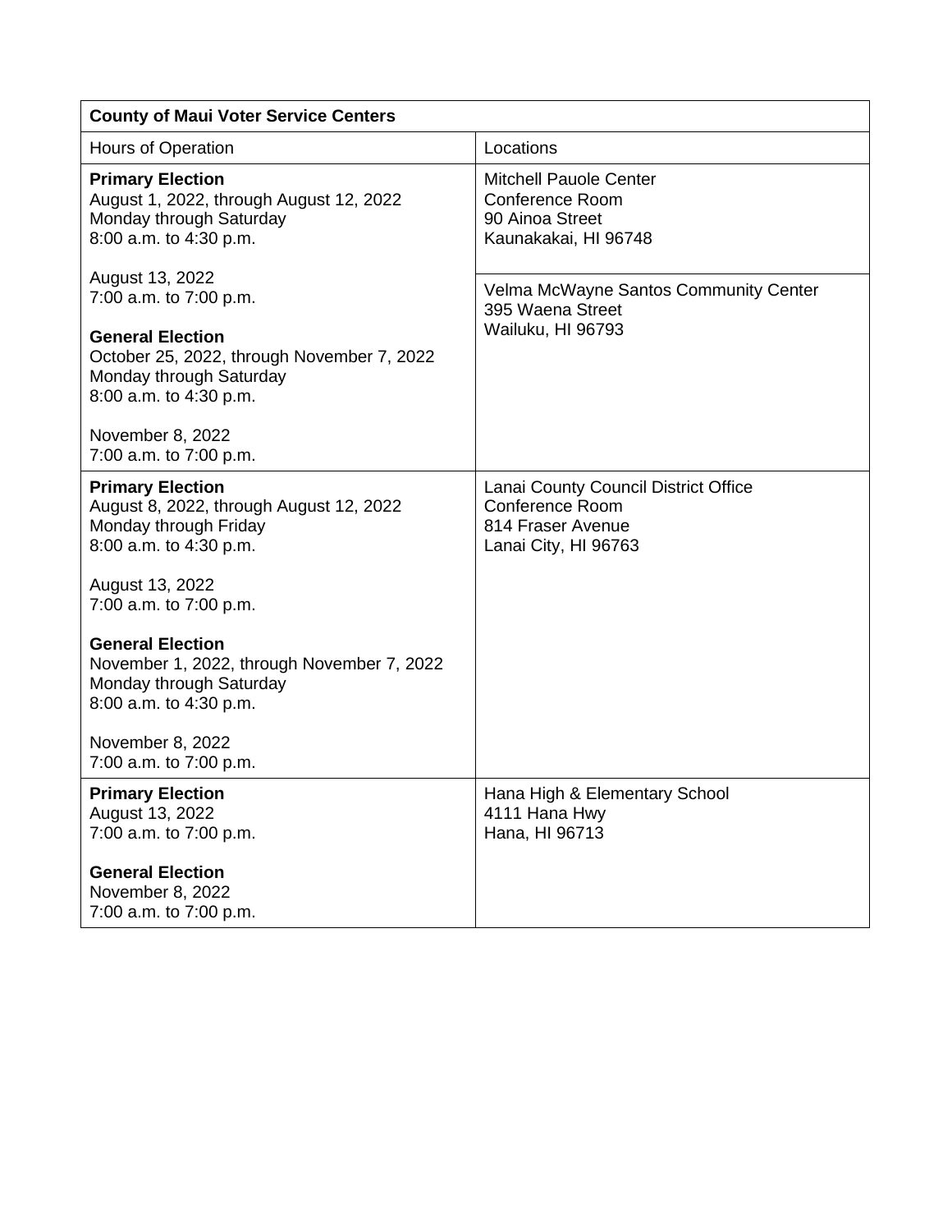| County of Maui Voter Service Centers | |
|---|---|
| Hours of Operation | Locations |
| **Primary Election**<br>August 1, 2022, through August 12, 2022<br>Monday through Saturday<br>8:00 a.m. to 4:30 p.m.<br><br>August 13, 2022<br>7:00 a.m. to 7:00 p.m.<br><br>**General Election**<br>October 25, 2022, through November 7, 2022<br>Monday through Saturday<br>8:00 a.m. to 4:30 p.m.<br><br>November 8, 2022<br>7:00 a.m. to 7:00 p.m. | Mitchell Pauole Center<br>Conference Room<br>90 Ainoa Street<br>Kaunakakai, HI 96748<br><br>Velma McWayne Santos Community Center<br>395 Waena Street<br>Wailuku, HI 96793 |
| **Primary Election**<br>August 8, 2022, through August 12, 2022<br>Monday through Friday<br>8:00 a.m. to 4:30 p.m.<br><br>August 13, 2022<br>7:00 a.m. to 7:00 p.m.<br><br>**General Election**<br>November 1, 2022, through November 7, 2022<br>Monday through Saturday<br>8:00 a.m. to 4:30 p.m.<br><br>November 8, 2022<br>7:00 a.m. to 7:00 p.m. | Lanai County Council District Office<br>Conference Room<br>814 Fraser Avenue<br>Lanai City, HI 96763 |
| **Primary Election**<br>August 13, 2022<br>7:00 a.m. to 7:00 p.m.<br><br>**General Election**<br>November 8, 2022<br>7:00 a.m. to 7:00 p.m. | Hana High & Elementary School<br>4111 Hana Hwy<br>Hana, HI 96713 |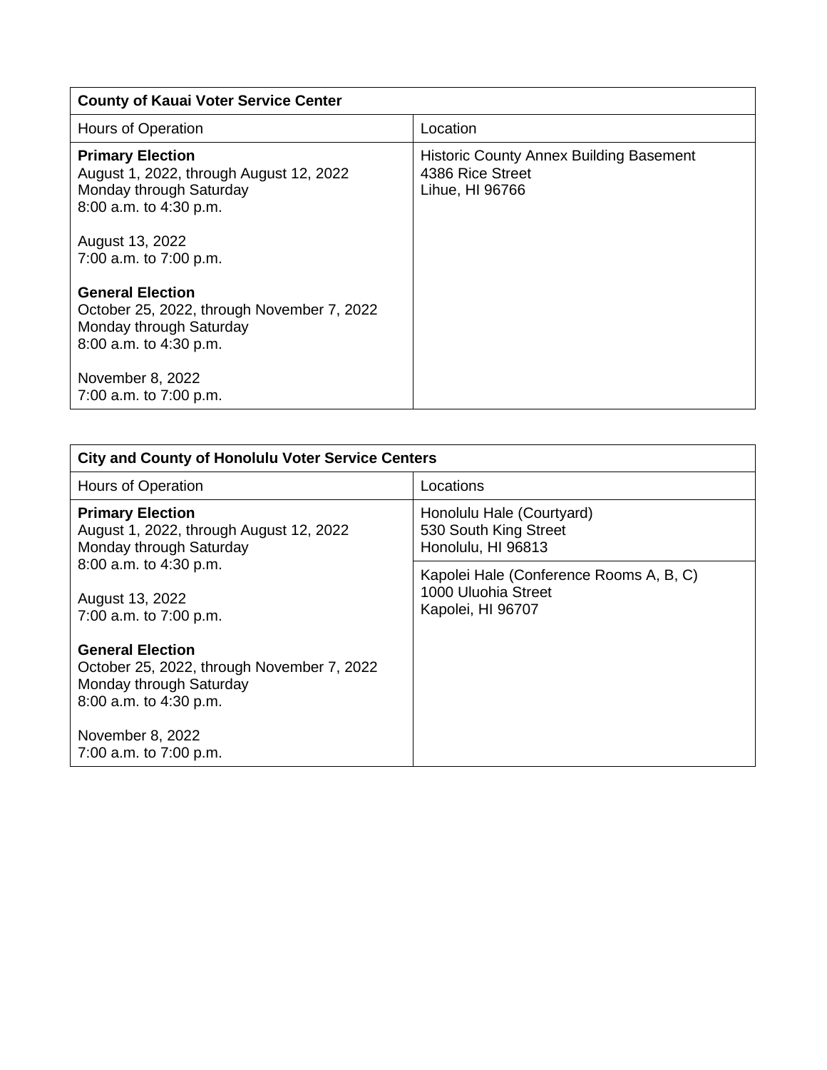| County of Kauai Voter Service Center | |
|---|---|
| Hours of Operation | Location |
| **Primary Election**<br>August 1, 2022, through August 12, 2022<br>Monday through Saturday<br>8:00 a.m. to 4:30 p.m.<br><br>August 13, 2022<br>7:00 a.m. to 7:00 p.m.<br><br>**General Election**<br>October 25, 2022, through November 7, 2022<br>Monday through Saturday<br>8:00 a.m. to 4:30 p.m.<br><br>November 8, 2022<br>7:00 a.m. to 7:00 p.m. | Historic County Annex Building Basement<br>4386 Rice Street<br>Lihue, HI 96766 |

| City and County of Honolulu Voter Service Centers | |
|---|---|
| Hours of Operation | Locations |
| **Primary Election**<br>August 1, 2022, through August 12, 2022<br>Monday through Saturday<br>8:00 a.m. to 4:30 p.m.<br><br>August 13, 2022<br>7:00 a.m. to 7:00 p.m.<br><br>**General Election**<br>October 25, 2022, through November 7, 2022<br>Monday through Saturday<br>8:00 a.m. to 4:30 p.m.<br><br>November 8, 2022<br>7:00 a.m. to 7:00 p.m. | Honolulu Hale (Courtyard)<br>530 South King Street<br>Honolulu, HI 96813<br><br>Kapolei Hale (Conference Rooms A, B, C)<br>1000 Uluohia Street<br>Kapolei, HI 96707 |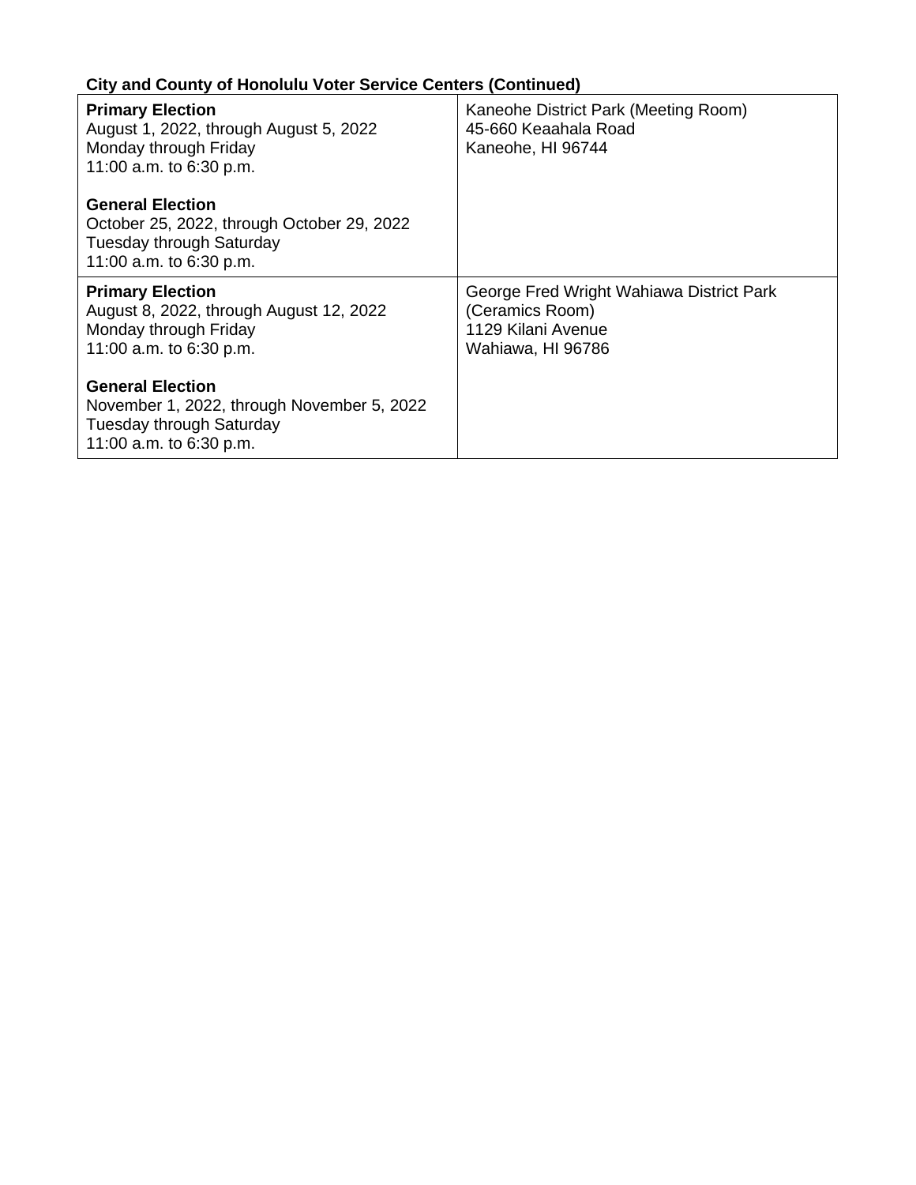**City and County of Honolulu Voter Service Centers (Continued)**

| | |
|---|---|
| **Primary Election**<br>August 1, 2022, through August 5, 2022<br>Monday through Friday<br>11:00 a.m. to 6:30 p.m.<br><br>**General Election**<br>October 25, 2022, through October 29, 2022<br>Tuesday through Saturday<br>11:00 a.m. to 6:30 p.m. | Kaneohe District Park (Meeting Room)<br>45-660 Keaahala Road<br>Kaneohe, HI 96744 |
| **Primary Election**<br>August 8, 2022, through August 12, 2022<br>Monday through Friday<br>11:00 a.m. to 6:30 p.m.<br><br>**General Election**<br>November 1, 2022, through November 5, 2022<br>Tuesday through Saturday<br>11:00 a.m. to 6:30 p.m. | George Fred Wright Wahiawa District Park<br>(Ceramics Room)<br>1129 Kilani Avenue<br>Wahiawa, HI 96786 |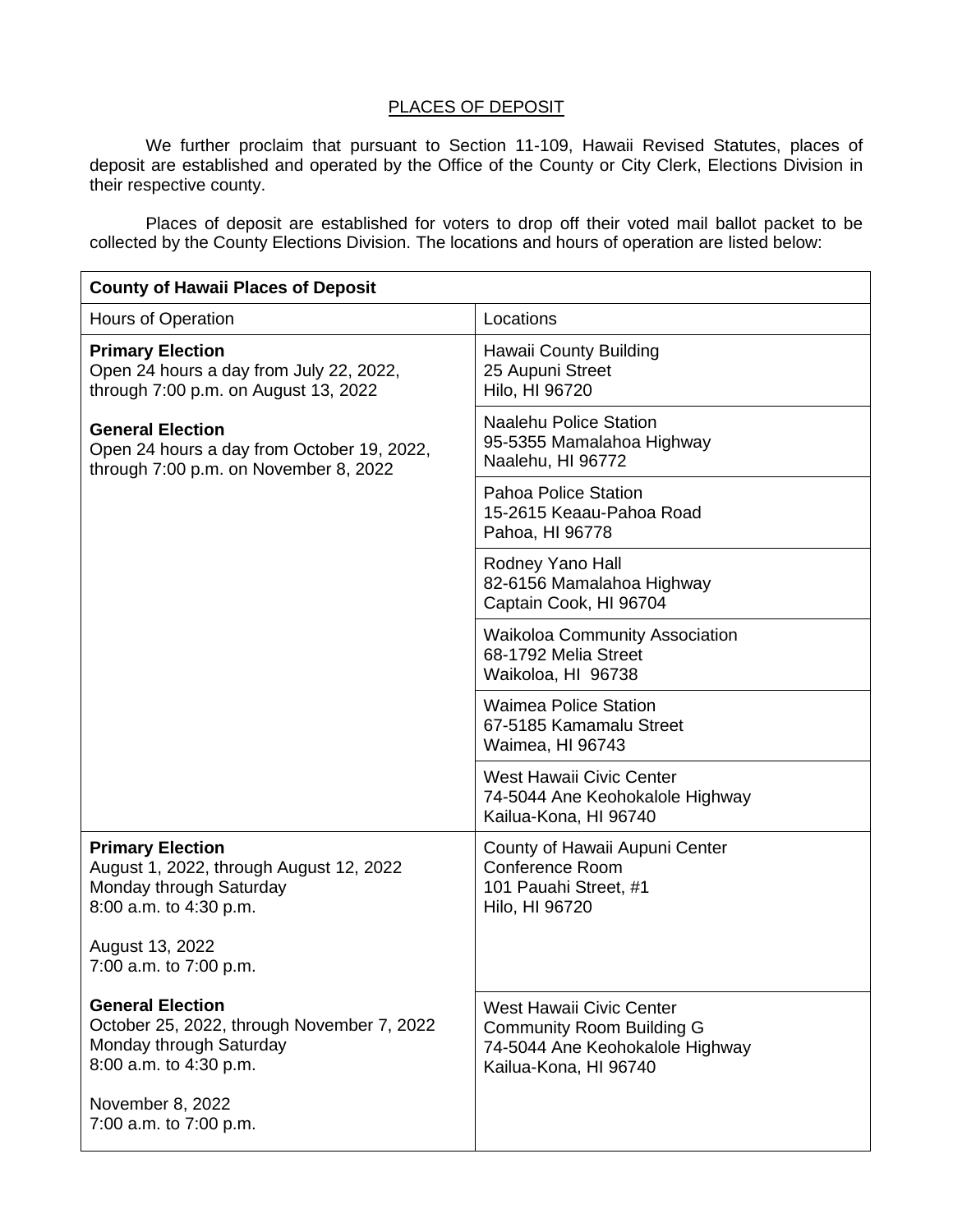## PLACES OF DEPOSIT

We further proclaim that pursuant to Section 11-109, Hawaii Revised Statutes, places of deposit are established and operated by the Office of the County or City Clerk, Elections Division in their respective county.

Places of deposit are established for voters to drop off their voted mail ballot packet to be collected by the County Elections Division. The locations and hours of operation are listed below:

| **County of Hawaii Places of Deposit** | |
|---|---|
| Hours of Operation | Locations |
| **Primary Election**<br>Open 24 hours a day from July 22, 2022, through 7:00 p.m. on August 13, 2022<br><br>**General Election**<br>Open 24 hours a day from October 19, 2022, through 7:00 p.m. on November 8, 2022 | Hawaii County Building<br>25 Aupuni Street<br>Hilo, HI 96720 |
| | Naalehu Police Station<br>95-5355 Mamalahoa Highway<br>Naalehu, HI 96772 |
| | Pahoa Police Station<br>15-2615 Keaau-Pahoa Road<br>Pahoa, HI 96778 |
| | Rodney Yano Hall<br>82-6156 Mamalahoa Highway<br>Captain Cook, HI 96704 |
| | Waikoloa Community Association<br>68-1792 Melia Street<br>Waikoloa, HI 96738 |
| | Waimea Police Station<br>67-5185 Kamamalu Street<br>Waimea, HI 96743 |
| | West Hawaii Civic Center<br>74-5044 Ane Keohokalole Highway<br>Kailua-Kona, HI 96740 |
| **Primary Election**<br>August 1, 2022, through August 12, 2022<br>Monday through Saturday<br>8:00 a.m. to 4:30 p.m.<br><br>August 13, 2022<br>7:00 a.m. to 7:00 p.m. | County of Hawaii Aupuni Center<br>Conference Room<br>101 Pauahi Street, #1<br>Hilo, HI 96720 |
| **General Election**<br>October 25, 2022, through November 7, 2022<br>Monday through Saturday<br>8:00 a.m. to 4:30 p.m.<br><br>November 8, 2022<br>7:00 a.m. to 7:00 p.m. | West Hawaii Civic Center<br>Community Room Building G<br>74-5044 Ane Keohokalole Highway<br>Kailua-Kona, HI 96740 |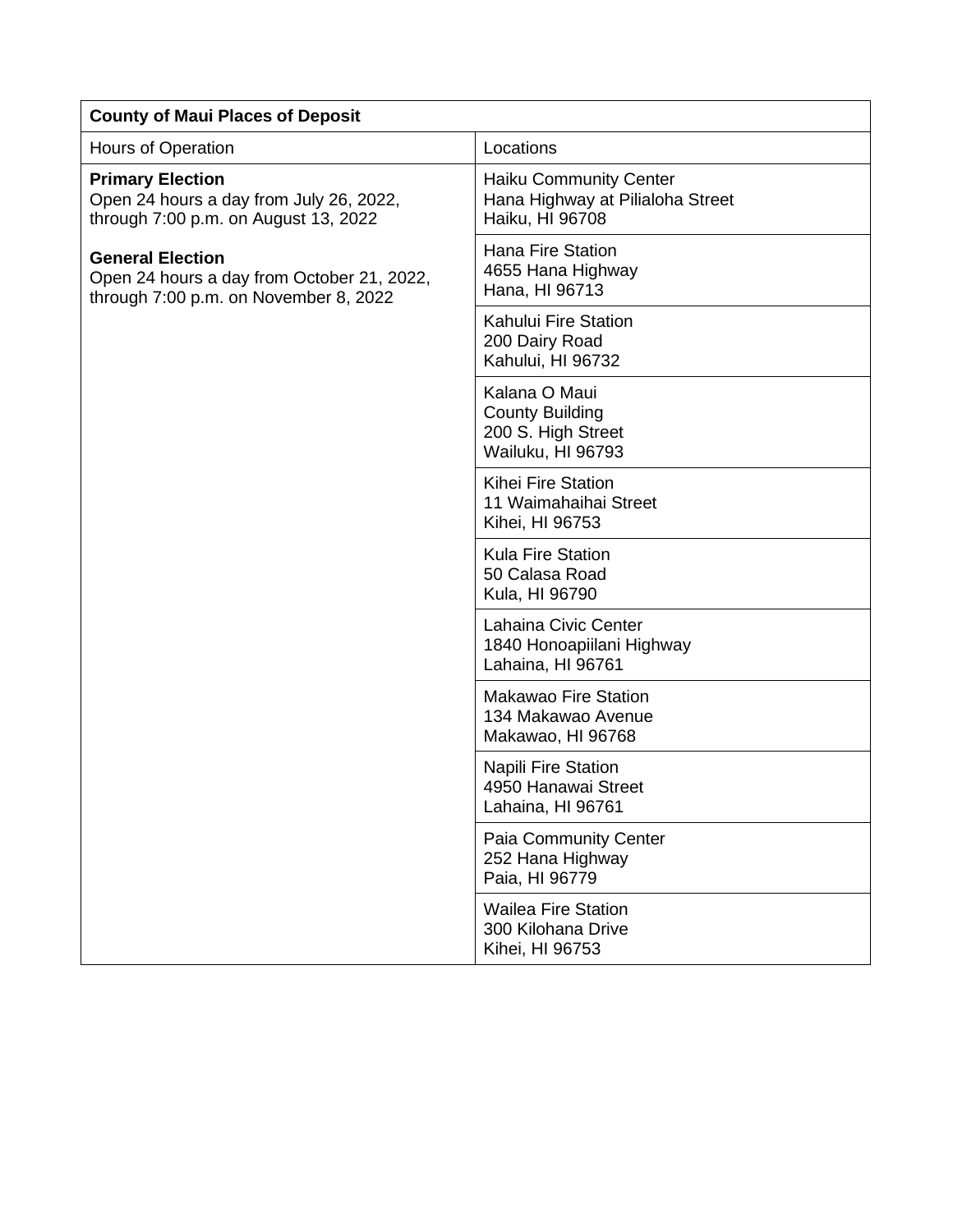| County of Maui Places of Deposit | |
|---|---|
| Hours of Operation | Locations |
| **Primary Election**<br>Open 24 hours a day from July 26, 2022, through 7:00 p.m. on August 13, 2022<br><br>**General Election**<br>Open 24 hours a day from October 21, 2022, through 7:00 p.m. on November 8, 2022 | Haiku Community Center<br>Hana Highway at Pilialoha Street<br>Haiku, HI 96708 |
| | Hana Fire Station<br>4655 Hana Highway<br>Hana, HI 96713 |
| | Kahului Fire Station<br>200 Dairy Road<br>Kahului, HI 96732 |
| | Kalana O Maui<br>County Building<br>200 S. High Street<br>Wailuku, HI 96793 |
| | Kihei Fire Station<br>11 Waimahaihai Street<br>Kihei, HI 96753 |
| | Kula Fire Station<br>50 Calasa Road<br>Kula, HI 96790 |
| | Lahaina Civic Center<br>1840 Honoapiilani Highway<br>Lahaina, HI 96761 |
| | Makawao Fire Station<br>134 Makawao Avenue<br>Makawao, HI 96768 |
| | Napili Fire Station<br>4950 Hanawai Street<br>Lahaina, HI 96761 |
| | Paia Community Center<br>252 Hana Highway<br>Paia, HI 96779 |
| | Wailea Fire Station<br>300 Kilohana Drive<br>Kihei, HI 96753 |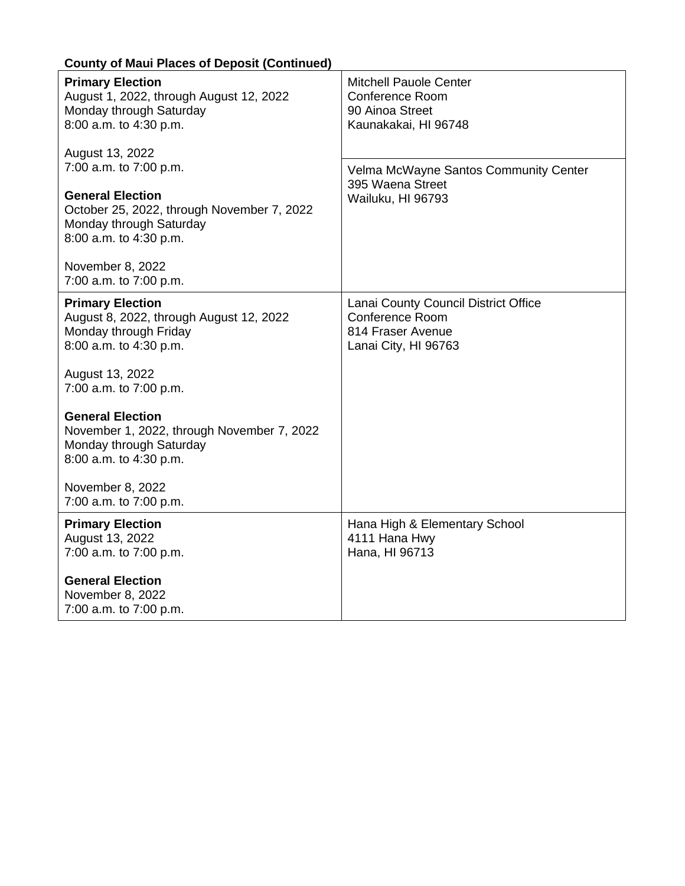**County of Maui Places of Deposit (Continued)**

| | |
|---|---|
| **Primary Election**<br>August 1, 2022, through August 12, 2022<br>Monday through Saturday<br>8:00 a.m. to 4:30 p.m.<br><br>August 13, 2022<br>7:00 a.m. to 7:00 p.m.<br><br>**General Election**<br>October 25, 2022, through November 7, 2022<br>Monday through Saturday<br>8:00 a.m. to 4:30 p.m.<br><br>November 8, 2022<br>7:00 a.m. to 7:00 p.m. | Mitchell Pauole Center<br>Conference Room<br>90 Ainoa Street<br>Kaunakakai, HI 96748 |
| | Velma McWayne Santos Community Center<br>395 Waena Street<br>Wailuku, HI 96793 |
| **Primary Election**<br>August 8, 2022, through August 12, 2022<br>Monday through Friday<br>8:00 a.m. to 4:30 p.m.<br><br>August 13, 2022<br>7:00 a.m. to 7:00 p.m.<br><br>**General Election**<br>November 1, 2022, through November 7, 2022<br>Monday through Saturday<br>8:00 a.m. to 4:30 p.m.<br><br>November 8, 2022<br>7:00 a.m. to 7:00 p.m. | Lanai County Council District Office<br>Conference Room<br>814 Fraser Avenue<br>Lanai City, HI 96763 |
| **Primary Election**<br>August 13, 2022<br>7:00 a.m. to 7:00 p.m.<br><br>**General Election**<br>November 8, 2022<br>7:00 a.m. to 7:00 p.m. | Hana High & Elementary School<br>4111 Hana Hwy<br>Hana, HI 96713 |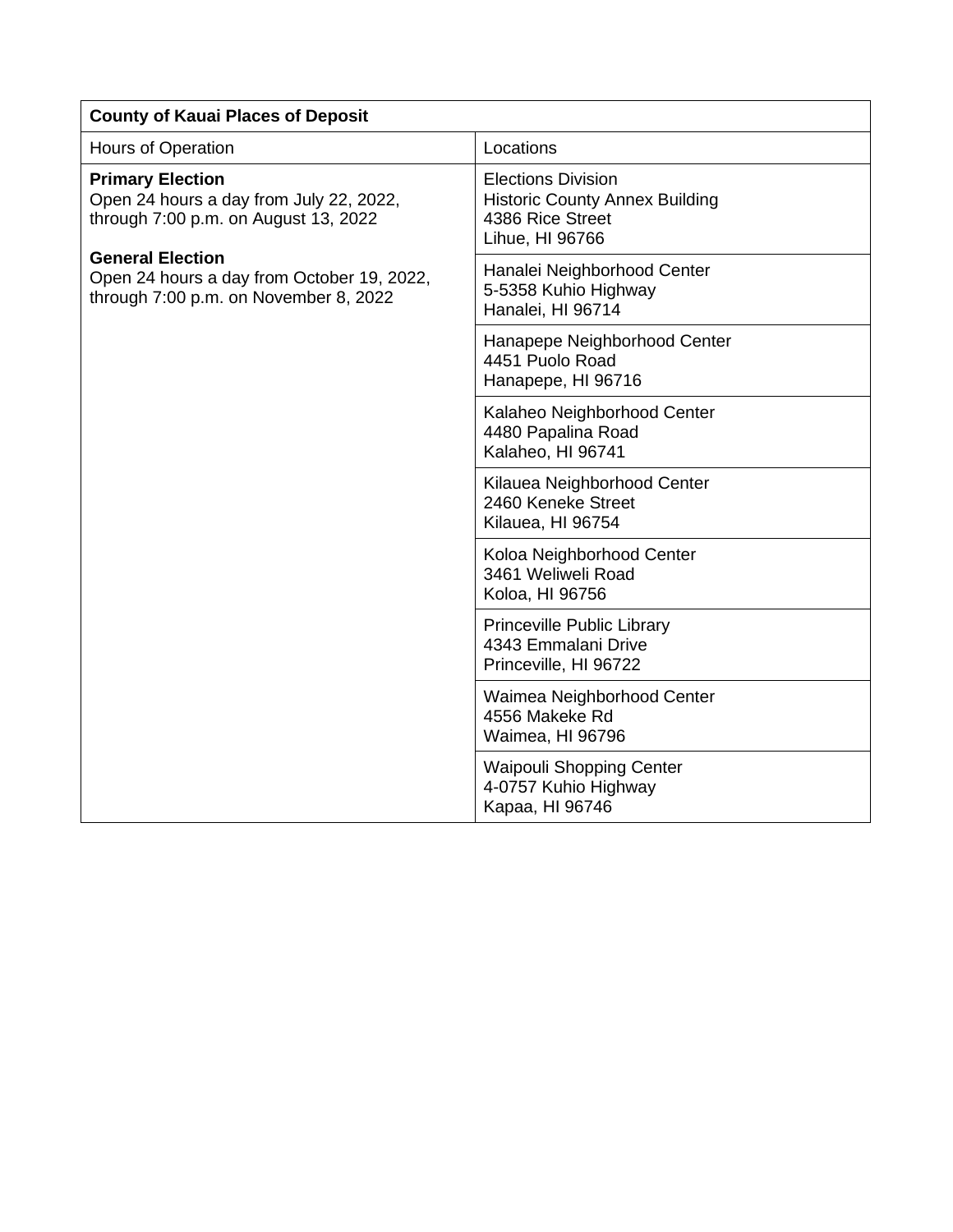| County of Kauai Places of Deposit | |
|---|---|
| Hours of Operation | Locations |
| **Primary Election**<br>Open 24 hours a day from July 22, 2022, through 7:00 p.m. on August 13, 2022<br><br>**General Election**<br>Open 24 hours a day from October 19, 2022, through 7:00 p.m. on November 8, 2022 | Elections Division<br>Historic County Annex Building<br>4386 Rice Street<br>Lihue, HI 96766 |
| | Hanalei Neighborhood Center<br>5-5358 Kuhio Highway<br>Hanalei, HI 96714 |
| | Hanapepe Neighborhood Center<br>4451 Puolo Road<br>Hanapepe, HI 96716 |
| | Kalaheo Neighborhood Center<br>4480 Papalina Road<br>Kalaheo, HI 96741 |
| | Kilauea Neighborhood Center<br>2460 Keneke Street<br>Kilauea, HI 96754 |
| | Koloa Neighborhood Center<br>3461 Weliweli Road<br>Koloa, HI 96756 |
| | Princeville Public Library<br>4343 Emmalani Drive<br>Princeville, HI 96722 |
| | Waimea Neighborhood Center<br>4556 Makeke Rd<br>Waimea, HI 96796 |
| | Waipouli Shopping Center<br>4-0757 Kuhio Highway<br>Kapaa, HI 96746 |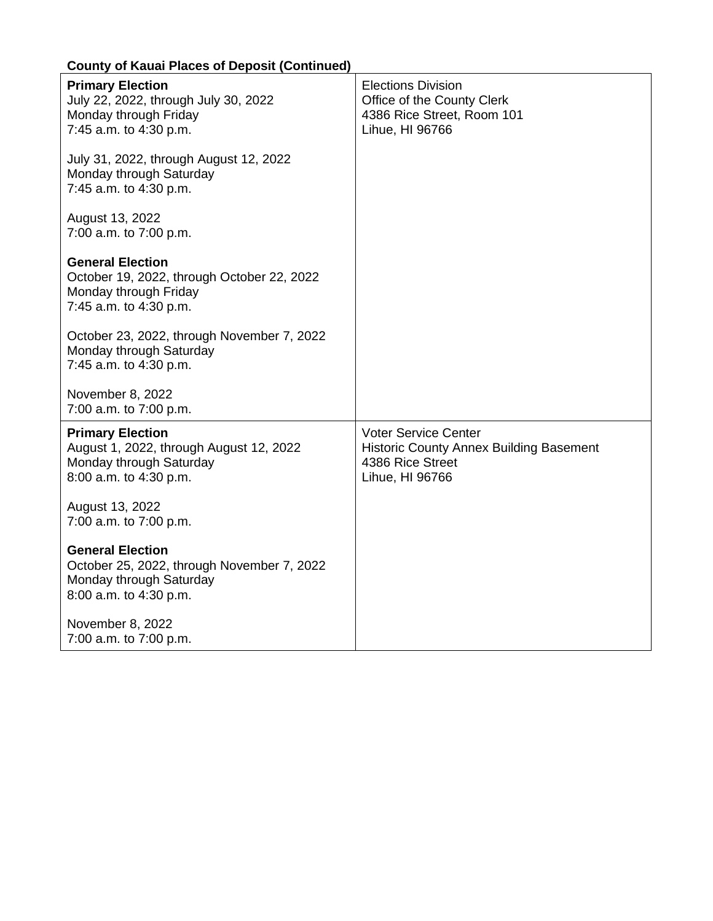**County of Kauai Places of Deposit (Continued)**

| | |
|---|---|
| **Primary Election**<br>July 22, 2022, through July 30, 2022<br>Monday through Friday<br>7:45 a.m. to 4:30 p.m.<br><br>July 31, 2022, through August 12, 2022<br>Monday through Saturday<br>7:45 a.m. to 4:30 p.m.<br><br>August 13, 2022<br>7:00 a.m. to 7:00 p.m.<br><br>**General Election**<br>October 19, 2022, through October 22, 2022<br>Monday through Friday<br>7:45 a.m. to 4:30 p.m.<br><br>October 23, 2022, through November 7, 2022<br>Monday through Saturday<br>7:45 a.m. to 4:30 p.m.<br><br>November 8, 2022<br>7:00 a.m. to 7:00 p.m. | Elections Division<br>Office of the County Clerk<br>4386 Rice Street, Room 101<br>Lihue, HI 96766 |
| **Primary Election**<br>August 1, 2022, through August 12, 2022<br>Monday through Saturday<br>8:00 a.m. to 4:30 p.m.<br><br>August 13, 2022<br>7:00 a.m. to 7:00 p.m.<br><br>**General Election**<br>October 25, 2022, through November 7, 2022<br>Monday through Saturday<br>8:00 a.m. to 4:30 p.m.<br><br>November 8, 2022<br>7:00 a.m. to 7:00 p.m. | Voter Service Center<br>Historic County Annex Building Basement<br>4386 Rice Street<br>Lihue, HI 96766 |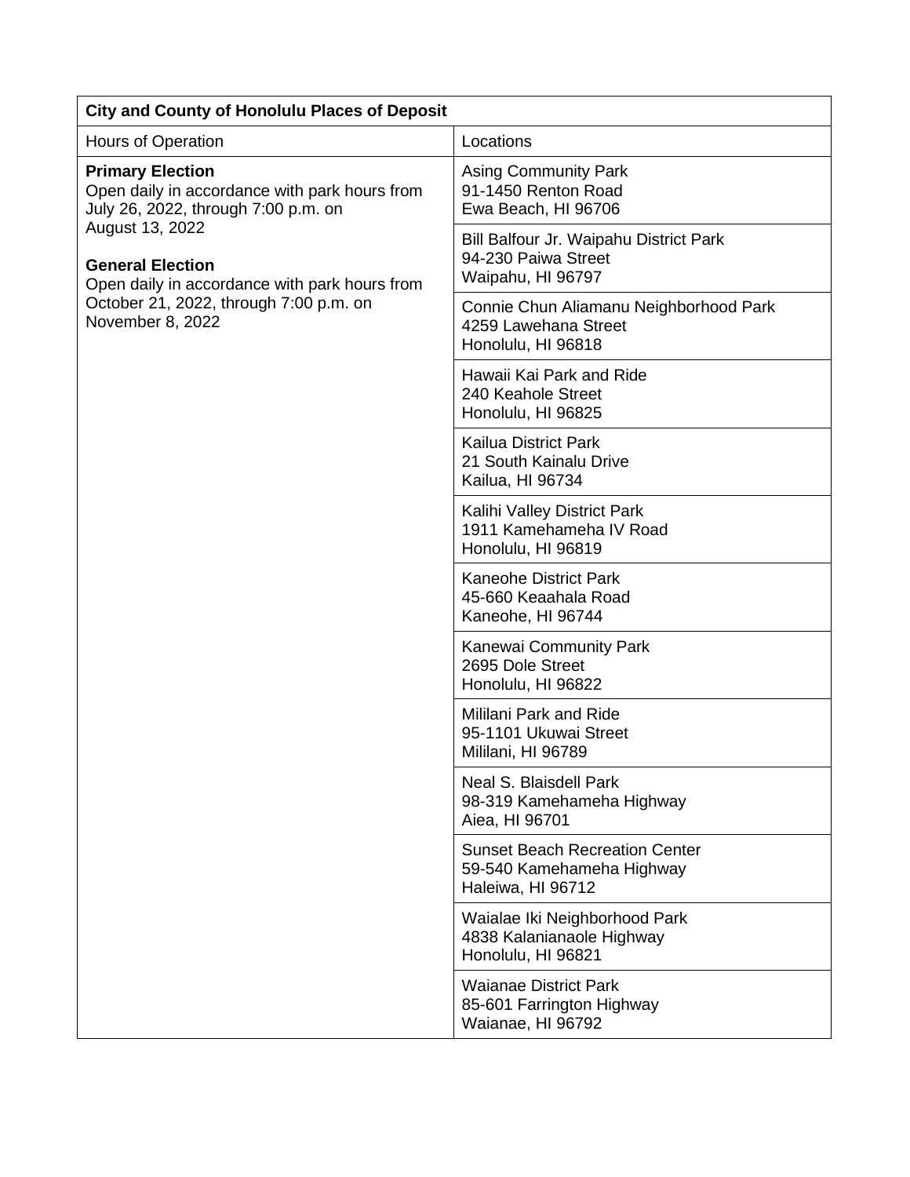| City and County of Honolulu Places of Deposit | |
|---|---|
| Hours of Operation | Locations |
| **Primary Election**<br>Open daily in accordance with park hours from July 26, 2022, through 7:00 p.m. on August 13, 2022<br><br>**General Election**<br>Open daily in accordance with park hours from October 21, 2022, through 7:00 p.m. on November 8, 2022 | Asing Community Park<br>91-1450 Renton Road<br>Ewa Beach, HI 96706 |
| | Bill Balfour Jr. Waipahu District Park<br>94-230 Paiwa Street<br>Waipahu, HI 96797 |
| | Connie Chun Aliamanu Neighborhood Park<br>4259 Lawehana Street<br>Honolulu, HI 96818 |
| | Hawaii Kai Park and Ride<br>240 Keahole Street<br>Honolulu, HI 96825 |
| | Kailua District Park<br>21 South Kainalu Drive<br>Kailua, HI 96734 |
| | Kalihi Valley District Park<br>1911 Kamehameha IV Road<br>Honolulu, HI 96819 |
| | Kaneohe District Park<br>45-660 Keaahala Road<br>Kaneohe, HI 96744 |
| | Kanewai Community Park<br>2695 Dole Street<br>Honolulu, HI 96822 |
| | Mililani Park and Ride<br>95-1101 Ukuwai Street<br>Mililani, HI 96789 |
| | Neal S. Blaisdell Park<br>98-319 Kamehameha Highway<br>Aiea, HI 96701 |
| | Sunset Beach Recreation Center<br>59-540 Kamehameha Highway<br>Haleiwa, HI 96712 |
| | Waialae Iki Neighborhood Park<br>4838 Kalanianaole Highway<br>Honolulu, HI 96821 |
| | Waianae District Park<br>85-601 Farrington Highway<br>Waianae, HI 96792 |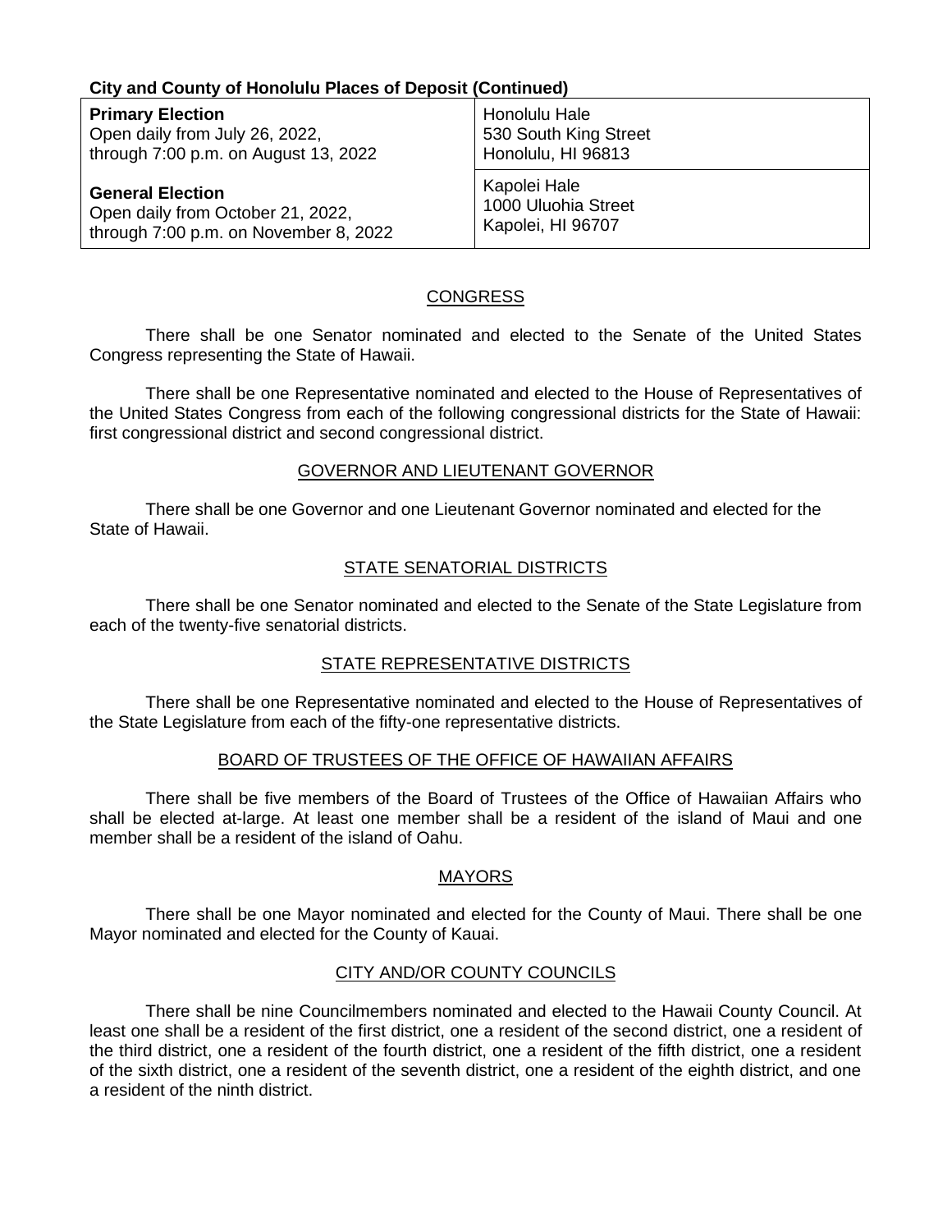**City and County of Honolulu Places of Deposit (Continued)**

| **Primary Election**<br>Open daily from July 26, 2022,<br>through 7:00 p.m. on August 13, 2022<br><br>**General Election**<br>Open daily from October 21, 2022,<br>through 7:00 p.m. on November 8, 2022 | Honolulu Hale<br>530 South King Street<br>Honolulu, HI 96813 |
|---|---|
| | Kapolei Hale<br>1000 Uluohia Street<br>Kapolei, HI 96707 |

## CONGRESS

There shall be one Senator nominated and elected to the Senate of the United States Congress representing the State of Hawaii.

There shall be one Representative nominated and elected to the House of Representatives of the United States Congress from each of the following congressional districts for the State of Hawaii: first congressional district and second congressional district.

## GOVERNOR AND LIEUTENANT GOVERNOR

There shall be one Governor and one Lieutenant Governor nominated and elected for the State of Hawaii.

## STATE SENATORIAL DISTRICTS

There shall be one Senator nominated and elected to the Senate of the State Legislature from each of the twenty-five senatorial districts.

## STATE REPRESENTATIVE DISTRICTS

There shall be one Representative nominated and elected to the House of Representatives of the State Legislature from each of the fifty-one representative districts.

## BOARD OF TRUSTEES OF THE OFFICE OF HAWAIIAN AFFAIRS

There shall be five members of the Board of Trustees of the Office of Hawaiian Affairs who shall be elected at-large. At least one member shall be a resident of the island of Maui and one member shall be a resident of the island of Oahu.

## MAYORS

There shall be one Mayor nominated and elected for the County of Maui. There shall be one Mayor nominated and elected for the County of Kauai.

## CITY AND/OR COUNTY COUNCILS

There shall be nine Councilmembers nominated and elected to the Hawaii County Council. At least one shall be a resident of the first district, one a resident of the second district, one a resident of the third district, one a resident of the fourth district, one a resident of the fifth district, one a resident of the sixth district, one a resident of the seventh district, one a resident of the eighth district, and one a resident of the ninth district.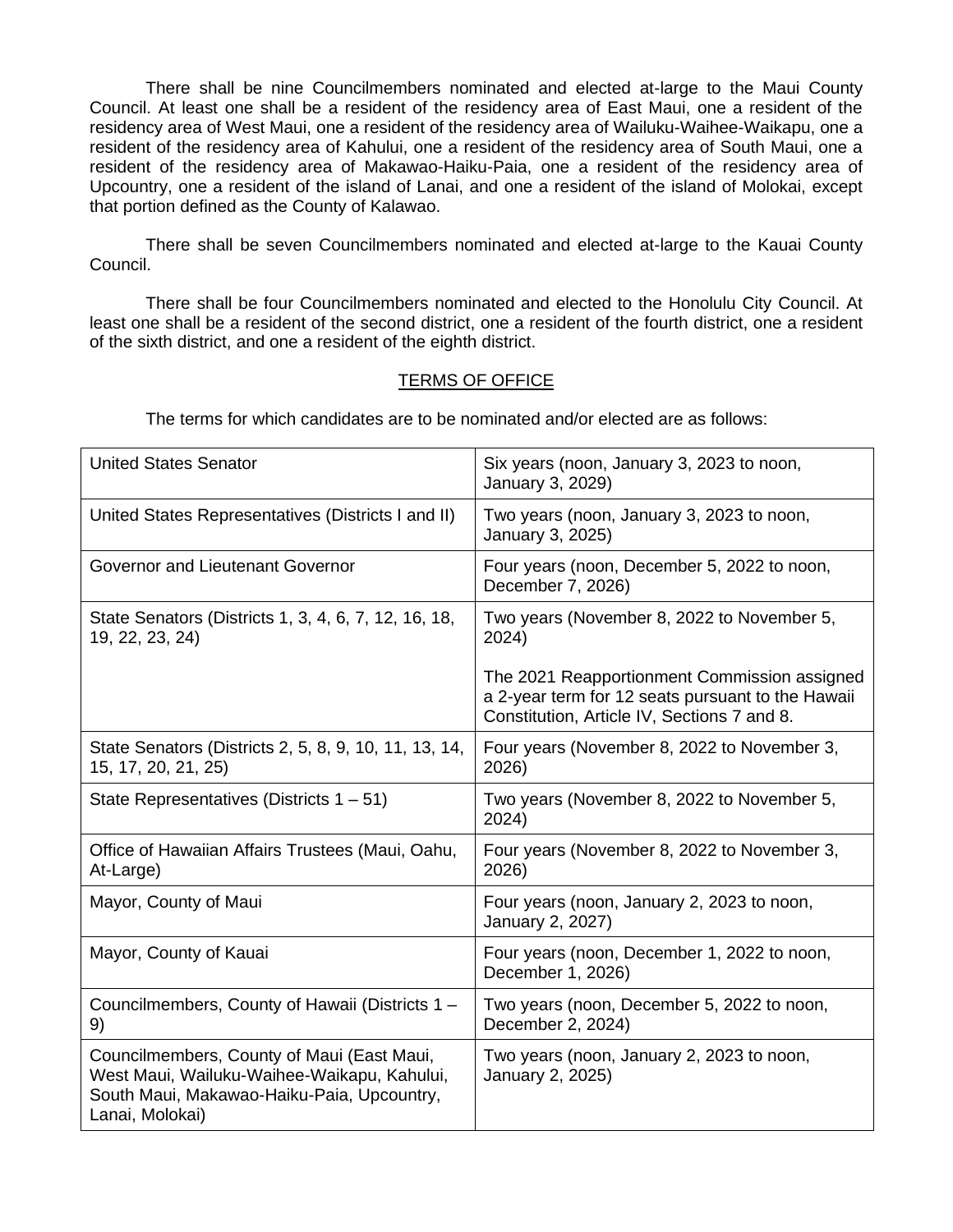There shall be nine Councilmembers nominated and elected at-large to the Maui County Council. At least one shall be a resident of the residency area of East Maui, one a resident of the residency area of West Maui, one a resident of the residency area of Wailuku-Waihee-Waikapu, one a resident of the residency area of Kahului, one a resident of the residency area of South Maui, one a resident of the residency area of Makawao-Haiku-Paia, one a resident of the residency area of Upcountry, one a resident of the island of Lanai, and one a resident of the island of Molokai, except that portion defined as the County of Kalawao.

There shall be seven Councilmembers nominated and elected at-large to the Kauai County Council.

There shall be four Councilmembers nominated and elected to the Honolulu City Council. At least one shall be a resident of the second district, one a resident of the fourth district, one a resident of the sixth district, and one a resident of the eighth district.

## TERMS OF OFFICE

The terms for which candidates are to be nominated and/or elected are as follows:

| Office | Term |
|---|---|
| United States Senator | Six years (noon, January 3, 2023 to noon, January 3, 2029) |
| United States Representatives (Districts I and II) | Two years (noon, January 3, 2023 to noon, January 3, 2025) |
| Governor and Lieutenant Governor | Four years (noon, December 5, 2022 to noon, December 7, 2026) |
| State Senators (Districts 1, 3, 4, 6, 7, 12, 16, 18, 19, 22, 23, 24) | Two years (November 8, 2022 to November 5, 2024)<br><br>The 2021 Reapportionment Commission assigned a 2-year term for 12 seats pursuant to the Hawaii Constitution, Article IV, Sections 7 and 8. |
| State Senators (Districts 2, 5, 8, 9, 10, 11, 13, 14, 15, 17, 20, 21, 25) | Four years (November 8, 2022 to November 3, 2026) |
| State Representatives (Districts 1 – 51) | Two years (November 8, 2022 to November 5, 2024) |
| Office of Hawaiian Affairs Trustees (Maui, Oahu, At-Large) | Four years (November 8, 2022 to November 3, 2026) |
| Mayor, County of Maui | Four years (noon, January 2, 2023 to noon, January 2, 2027) |
| Mayor, County of Kauai | Four years (noon, December 1, 2022 to noon, December 1, 2026) |
| Councilmembers, County of Hawaii (Districts 1 – 9) | Two years (noon, December 5, 2022 to noon, December 2, 2024) |
| Councilmembers, County of Maui (East Maui, West Maui, Wailuku-Waihee-Waikapu, Kahului, South Maui, Makawao-Haiku-Paia, Upcountry, Lanai, Molokai) | Two years (noon, January 2, 2023 to noon, January 2, 2025) |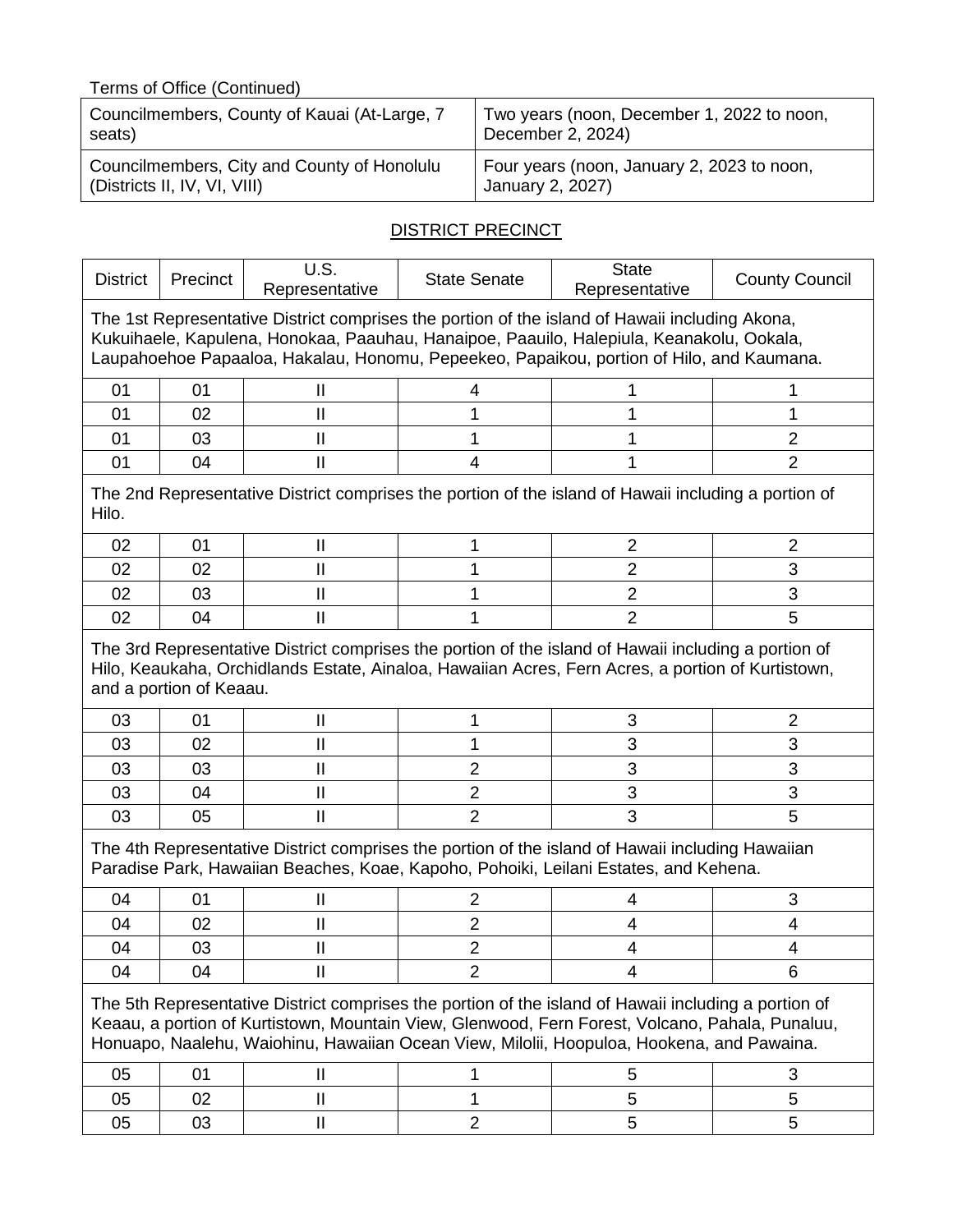Terms of Office (Continued)

| | |
|---|---|
| Councilmembers, County of Kauai (At-Large, 7 seats) | Two years (noon, December 1, 2022 to noon, December 2, 2024) |
| Councilmembers, City and County of Honolulu (Districts II, IV, VI, VIII) | Four years (noon, January 2, 2023 to noon, January 2, 2027) |

<u>DISTRICT PRECINCT</u>

| District | Precinct | U.S. Representative | State Senate | State Representative | County Council |
|---|---|---|---|---|---|
| The 1st Representative District comprises the portion of the island of Hawaii including Akona, Kukuihaele, Kapulena, Honokaa, Paauhau, Hanaipoe, Paauilo, Halepiula, Keanakolu, Ookala, Laupahoehoe Papaaloa, Hakalau, Honomu, Pepeekeo, Papaikou, portion of Hilo, and Kaumana. | | | | | |
| 01 | 01 | II | 4 | 1 | 1 |
| 01 | 02 | II | 1 | 1 | 1 |
| 01 | 03 | II | 1 | 1 | 2 |
| 01 | 04 | II | 4 | 1 | 2 |
| The 2nd Representative District comprises the portion of the island of Hawaii including a portion of Hilo. | | | | | |
| 02 | 01 | II | 1 | 2 | 2 |
| 02 | 02 | II | 1 | 2 | 3 |
| 02 | 03 | II | 1 | 2 | 3 |
| 02 | 04 | II | 1 | 2 | 5 |
| The 3rd Representative District comprises the portion of the island of Hawaii including a portion of Hilo, Keaukaha, Orchidlands Estate, Ainaloa, Hawaiian Acres, Fern Acres, a portion of Kurtistown, and a portion of Keaau. | | | | | |
| 03 | 01 | II | 1 | 3 | 2 |
| 03 | 02 | II | 1 | 3 | 3 |
| 03 | 03 | II | 2 | 3 | 3 |
| 03 | 04 | II | 2 | 3 | 3 |
| 03 | 05 | II | 2 | 3 | 5 |
| The 4th Representative District comprises the portion of the island of Hawaii including Hawaiian Paradise Park, Hawaiian Beaches, Koae, Kapoho, Pohoiki, Leilani Estates, and Kehena. | | | | | |
| 04 | 01 | II | 2 | 4 | 3 |
| 04 | 02 | II | 2 | 4 | 4 |
| 04 | 03 | II | 2 | 4 | 4 |
| 04 | 04 | II | 2 | 4 | 6 |
| The 5th Representative District comprises the portion of the island of Hawaii including a portion of Keaau, a portion of Kurtistown, Mountain View, Glenwood, Fern Forest, Volcano, Pahala, Punaluu, Honuapo, Naalehu, Waiohinu, Hawaiian Ocean View, Milolii, Hoopuloa, Hookena, and Pawaina. | | | | | |
| 05 | 01 | II | 1 | 5 | 3 |
| 05 | 02 | II | 1 | 5 | 5 |
| 05 | 03 | II | 2 | 5 | 5 |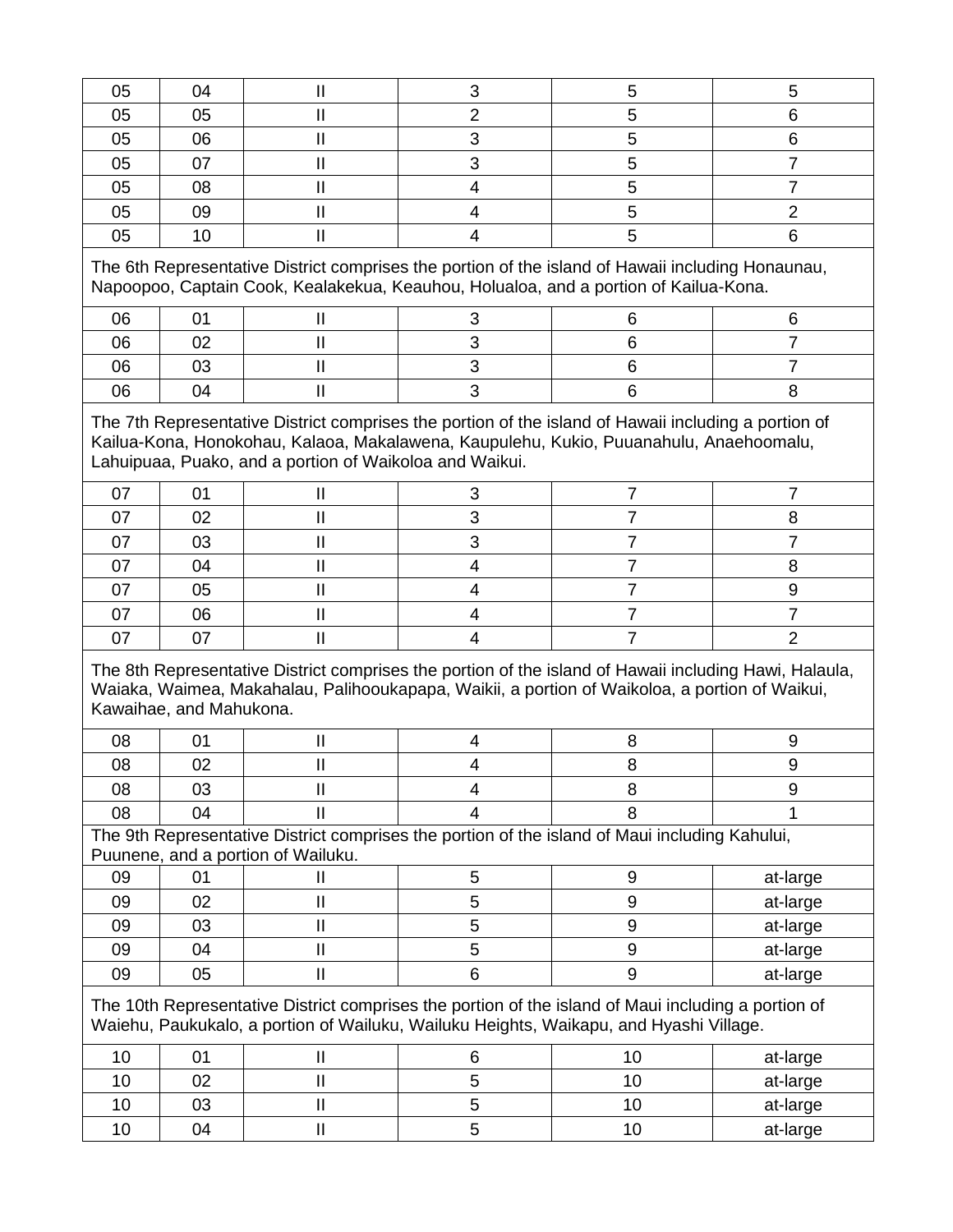| 05 | 04 | II | 3 | 5 | 5 |
|---|---|---|---|---|---|
| 05 | 05 | II | 2 | 5 | 6 |
| 05 | 06 | II | 3 | 5 | 6 |
| 05 | 07 | II | 3 | 5 | 7 |
| 05 | 08 | II | 4 | 5 | 7 |
| 05 | 09 | II | 4 | 5 | 2 |
| 05 | 10 | II | 4 | 5 | 6 |

The 6th Representative District comprises the portion of the island of Hawaii including Honaunau, Napoopoo, Captain Cook, Kealakekua, Keauhou, Holualoa, and a portion of Kailua-Kona.

| 06 | 01 | II | 3 | 6 | 6 |
|---|---|---|---|---|---|
| 06 | 02 | II | 3 | 6 | 7 |
| 06 | 03 | II | 3 | 6 | 7 |
| 06 | 04 | II | 3 | 6 | 8 |

The 7th Representative District comprises the portion of the island of Hawaii including a portion of Kailua-Kona, Honokohau, Kalaoa, Makalawena, Kaupulehu, Kukio, Puuanahulu, Anaehoomalu, Lahuipuaa, Puako, and a portion of Waikoloa and Waikui.

| 07 | 01 | II | 3 | 7 | 7 |
|---|---|---|---|---|---|
| 07 | 02 | II | 3 | 7 | 8 |
| 07 | 03 | II | 3 | 7 | 7 |
| 07 | 04 | II | 4 | 7 | 8 |
| 07 | 05 | II | 4 | 7 | 9 |
| 07 | 06 | II | 4 | 7 | 7 |
| 07 | 07 | II | 4 | 7 | 2 |

The 8th Representative District comprises the portion of the island of Hawaii including Hawi, Halaula, Waiaka, Waimea, Makahalau, Palihooukapapa, Waikii, a portion of Waikoloa, a portion of Waikui, Kawaihae, and Mahukona.

| 08 | 01 | II | 4 | 8 | 9 |
|---|---|---|---|---|---|
| 08 | 02 | II | 4 | 8 | 9 |
| 08 | 03 | II | 4 | 8 | 9 |
| 08 | 04 | II | 4 | 8 | 1 |

The 9th Representative District comprises the portion of the island of Maui including Kahului, Puunene, and a portion of Wailuku.

| 09 | 01 | II | 5 | 9 | at-large |
|---|---|---|---|---|---|
| 09 | 02 | II | 5 | 9 | at-large |
| 09 | 03 | II | 5 | 9 | at-large |
| 09 | 04 | II | 5 | 9 | at-large |
| 09 | 05 | II | 6 | 9 | at-large |

The 10th Representative District comprises the portion of the island of Maui including a portion of Waiehu, Paukukalo, a portion of Wailuku, Wailuku Heights, Waikapu, and Hyashi Village.

| 10 | 01 | II | 6 | 10 | at-large |
|---|---|---|---|---|---|
| 10 | 02 | II | 5 | 10 | at-large |
| 10 | 03 | II | 5 | 10 | at-large |
| 10 | 04 | II | 5 | 10 | at-large |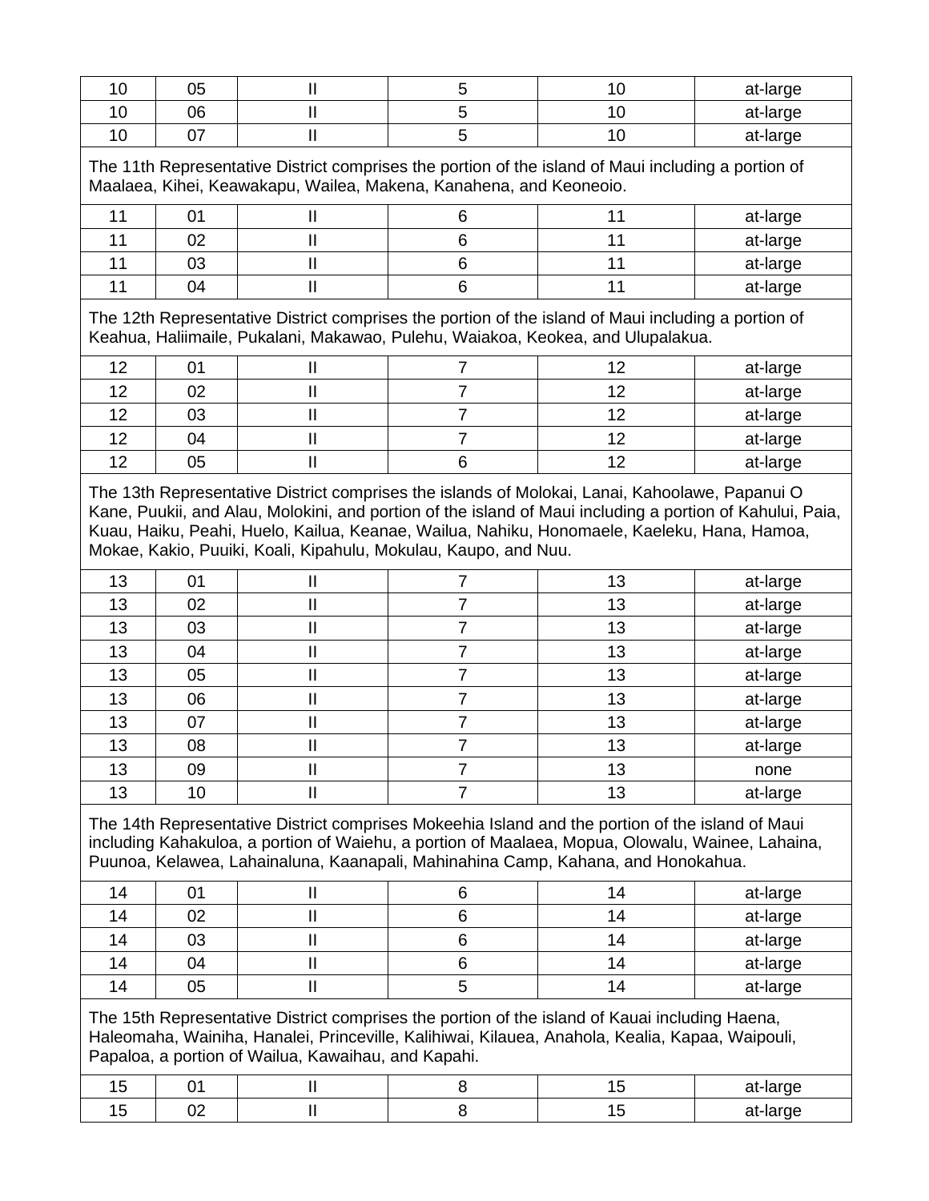| 10 | 05 | II | 5 | 10 | at-large |
|---|---|---|---|---|---|
| 10 | 06 | II | 5 | 10 | at-large |
| 10 | 07 | II | 5 | 10 | at-large |

The 11th Representative District comprises the portion of the island of Maui including a portion of Maalaea, Kihei, Keawakapu, Wailea, Makena, Kanahena, and Keoneoio.

| 11 | 01 | II | 6 | 11 | at-large |
|---|---|---|---|---|---|
| 11 | 02 | II | 6 | 11 | at-large |
| 11 | 03 | II | 6 | 11 | at-large |
| 11 | 04 | II | 6 | 11 | at-large |

The 12th Representative District comprises the portion of the island of Maui including a portion of Keahua, Haliimaile, Pukalani, Makawao, Pulehu, Waiakoa, Keokea, and Ulupalakua.

| 12 | 01 | II | 7 | 12 | at-large |
|---|---|---|---|---|---|
| 12 | 02 | II | 7 | 12 | at-large |
| 12 | 03 | II | 7 | 12 | at-large |
| 12 | 04 | II | 7 | 12 | at-large |
| 12 | 05 | II | 6 | 12 | at-large |

The 13th Representative District comprises the islands of Molokai, Lanai, Kahoolawe, Papanui O Kane, Puukii, and Alau, Molokini, and portion of the island of Maui including a portion of Kahului, Paia, Kuau, Haiku, Peahi, Huelo, Kailua, Keanae, Wailua, Nahiku, Honomaele, Kaeleku, Hana, Hamoa, Mokae, Kakio, Puuiki, Koali, Kipahulu, Mokulau, Kaupo, and Nuu.

| 13 | 01 | II | 7 | 13 | at-large |
|---|---|---|---|---|---|
| 13 | 02 | II | 7 | 13 | at-large |
| 13 | 03 | II | 7 | 13 | at-large |
| 13 | 04 | II | 7 | 13 | at-large |
| 13 | 05 | II | 7 | 13 | at-large |
| 13 | 06 | II | 7 | 13 | at-large |
| 13 | 07 | II | 7 | 13 | at-large |
| 13 | 08 | II | 7 | 13 | at-large |
| 13 | 09 | II | 7 | 13 | none |
| 13 | 10 | II | 7 | 13 | at-large |

The 14th Representative District comprises Mokeehia Island and the portion of the island of Maui including Kahakuloa, a portion of Waiehu, a portion of Maalaea, Mopua, Olowalu, Wainee, Lahaina, Puunoa, Kelawea, Lahainaluna, Kaanapali, Mahinahina Camp, Kahana, and Honokahua.

| 14 | 01 | II | 6 | 14 | at-large |
|---|---|---|---|---|---|
| 14 | 02 | II | 6 | 14 | at-large |
| 14 | 03 | II | 6 | 14 | at-large |
| 14 | 04 | II | 6 | 14 | at-large |
| 14 | 05 | II | 5 | 14 | at-large |

The 15th Representative District comprises the portion of the island of Kauai including Haena, Haleomaha, Wainiha, Hanalei, Princeville, Kalihiwai, Kilauea, Anahola, Kealia, Kapaa, Waipouli, Papaloa, a portion of Wailua, Kawaihau, and Kapahi.

| 15 | 01 | II | 8 | 15 | at-large |
|---|---|---|---|---|---|
| 15 | 02 | II | 8 | 15 | at-large |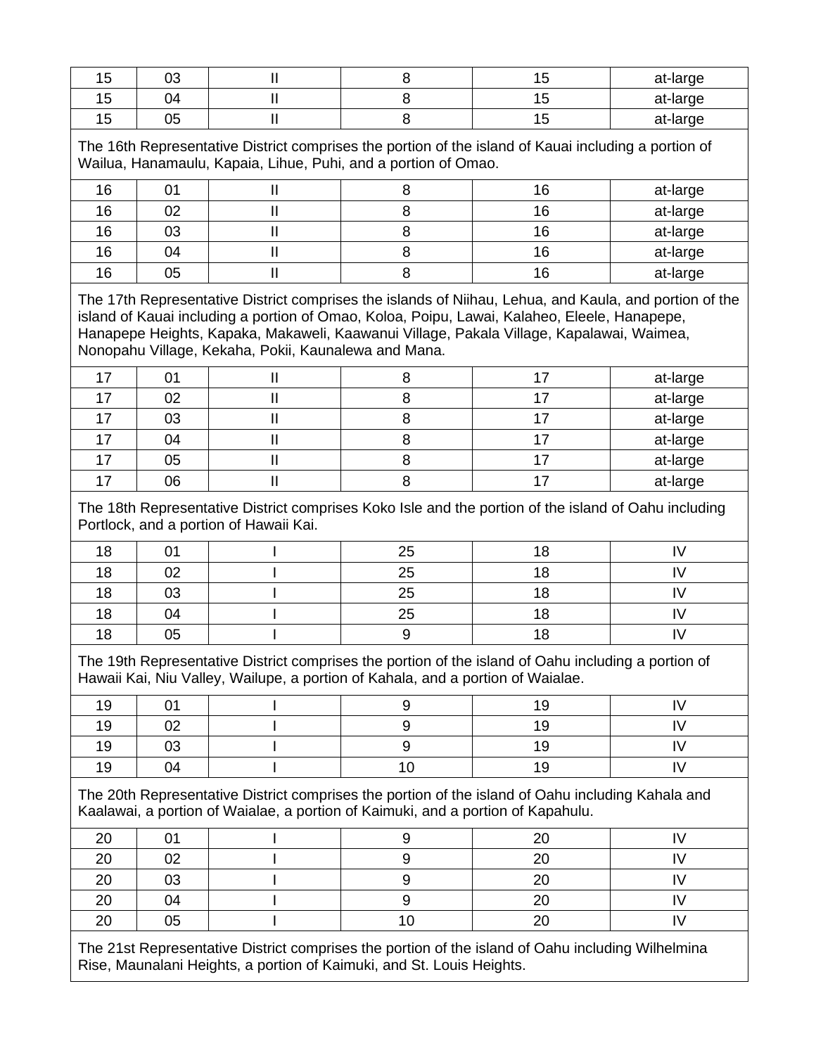| 15 | 03 | II | 8 | 15 | at-large |
|---|---|---|---|---|---|
| 15 | 04 | II | 8 | 15 | at-large |
| 15 | 05 | II | 8 | 15 | at-large |

The 16th Representative District comprises the portion of the island of Kauai including a portion of Wailua, Hanamaulu, Kapaia, Lihue, Puhi, and a portion of Omao.

| 16 | 01 | II | 8 | 16 | at-large |
|---|---|---|---|---|---|
| 16 | 02 | II | 8 | 16 | at-large |
| 16 | 03 | II | 8 | 16 | at-large |
| 16 | 04 | II | 8 | 16 | at-large |
| 16 | 05 | II | 8 | 16 | at-large |

The 17th Representative District comprises the islands of Niihau, Lehua, and Kaula, and portion of the island of Kauai including a portion of Omao, Koloa, Poipu, Lawai, Kalaheo, Eleele, Hanapepe, Hanapepe Heights, Kapaka, Makaweli, Kaawanui Village, Pakala Village, Kapalawai, Waimea, Nonopahu Village, Kekaha, Pokii, Kaunalewa and Mana.

| 17 | 01 | II | 8 | 17 | at-large |
|---|---|---|---|---|---|
| 17 | 02 | II | 8 | 17 | at-large |
| 17 | 03 | II | 8 | 17 | at-large |
| 17 | 04 | II | 8 | 17 | at-large |
| 17 | 05 | II | 8 | 17 | at-large |
| 17 | 06 | II | 8 | 17 | at-large |

The 18th Representative District comprises Koko Isle and the portion of the island of Oahu including Portlock, and a portion of Hawaii Kai.

| 18 | 01 | I | 25 | 18 | IV |
|---|---|---|---|---|---|
| 18 | 02 | I | 25 | 18 | IV |
| 18 | 03 | I | 25 | 18 | IV |
| 18 | 04 | I | 25 | 18 | IV |
| 18 | 05 | I | 9 | 18 | IV |

The 19th Representative District comprises the portion of the island of Oahu including a portion of Hawaii Kai, Niu Valley, Wailupe, a portion of Kahala, and a portion of Waialae.

| 19 | 01 | I | 9 | 19 | IV |
|---|---|---|---|---|---|
| 19 | 02 | I | 9 | 19 | IV |
| 19 | 03 | I | 9 | 19 | IV |
| 19 | 04 | I | 10 | 19 | IV |

The 20th Representative District comprises the portion of the island of Oahu including Kahala and Kaalawai, a portion of Waialae, a portion of Kaimuki, and a portion of Kapahulu.

| 20 | 01 | I | 9 | 20 | IV |
|---|---|---|---|---|---|
| 20 | 02 | I | 9 | 20 | IV |
| 20 | 03 | I | 9 | 20 | IV |
| 20 | 04 | I | 9 | 20 | IV |
| 20 | 05 | I | 10 | 20 | IV |

The 21st Representative District comprises the portion of the island of Oahu including Wilhelmina Rise, Maunalani Heights, a portion of Kaimuki, and St. Louis Heights.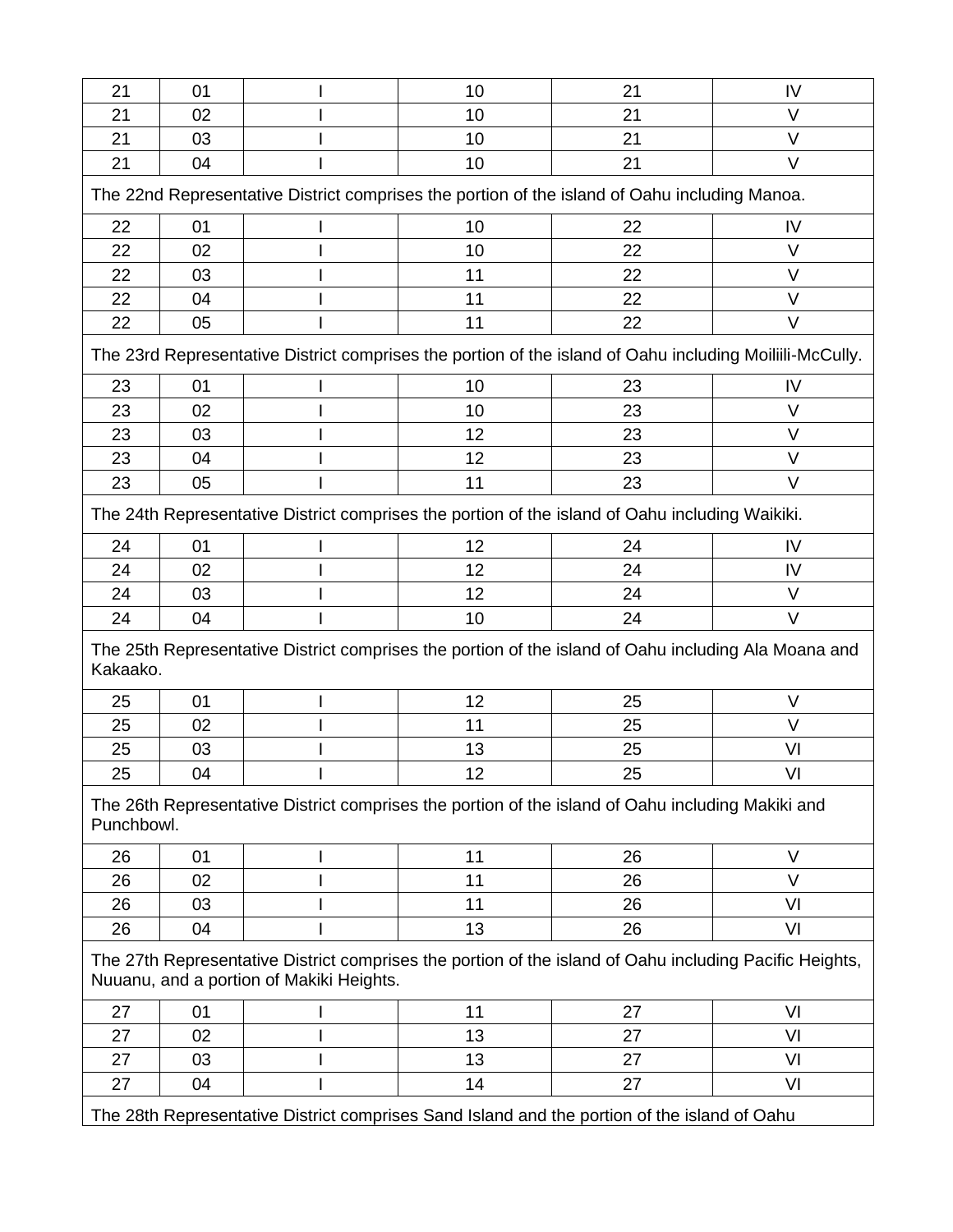| 21 | 01 | I | 10 | 21 | IV |
|---|---|---|---|---|---|
| 21 | 02 | I | 10 | 21 | V |
| 21 | 03 | I | 10 | 21 | V |
| 21 | 04 | I | 10 | 21 | V |
| The 22nd Representative District comprises the portion of the island of Oahu including Manoa. | | | | | |
| 22 | 01 | I | 10 | 22 | IV |
| 22 | 02 | I | 10 | 22 | V |
| 22 | 03 | I | 11 | 22 | V |
| 22 | 04 | I | 11 | 22 | V |
| 22 | 05 | I | 11 | 22 | V |
| The 23rd Representative District comprises the portion of the island of Oahu including Moiliili-McCully. | | | | | |
| 23 | 01 | I | 10 | 23 | IV |
| 23 | 02 | I | 10 | 23 | V |
| 23 | 03 | I | 12 | 23 | V |
| 23 | 04 | I | 12 | 23 | V |
| 23 | 05 | I | 11 | 23 | V |
| The 24th Representative District comprises the portion of the island of Oahu including Waikiki. | | | | | |
| 24 | 01 | I | 12 | 24 | IV |
| 24 | 02 | I | 12 | 24 | IV |
| 24 | 03 | I | 12 | 24 | V |
| 24 | 04 | I | 10 | 24 | V |
| The 25th Representative District comprises the portion of the island of Oahu including Ala Moana and Kakaako. | | | | | |
| 25 | 01 | I | 12 | 25 | V |
| 25 | 02 | I | 11 | 25 | V |
| 25 | 03 | I | 13 | 25 | VI |
| 25 | 04 | I | 12 | 25 | VI |
| The 26th Representative District comprises the portion of the island of Oahu including Makiki and Punchbowl. | | | | | |
| 26 | 01 | I | 11 | 26 | V |
| 26 | 02 | I | 11 | 26 | V |
| 26 | 03 | I | 11 | 26 | VI |
| 26 | 04 | I | 13 | 26 | VI |
| The 27th Representative District comprises the portion of the island of Oahu including Pacific Heights, Nuuanu, and a portion of Makiki Heights. | | | | | |
| 27 | 01 | I | 11 | 27 | VI |
| 27 | 02 | I | 13 | 27 | VI |
| 27 | 03 | I | 13 | 27 | VI |
| 27 | 04 | I | 14 | 27 | VI |
| The 28th Representative District comprises Sand Island and the portion of the island of Oahu | | | | | |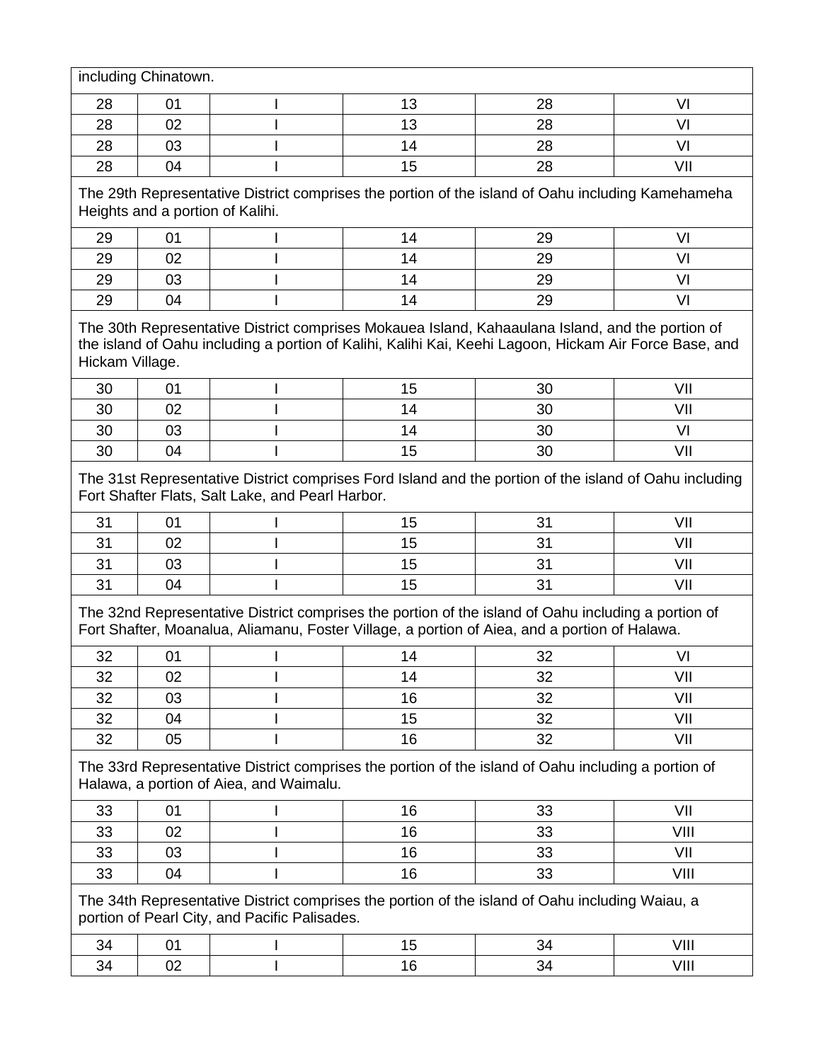including Chinatown.

| | | | | | |
|---|---|---|---|---|---|
| 28 | 01 | I | 13 | 28 | VI |
| 28 | 02 | I | 13 | 28 | VI |
| 28 | 03 | I | 14 | 28 | VI |
| 28 | 04 | I | 15 | 28 | VII |

The 29th Representative District comprises the portion of the island of Oahu including Kamehameha Heights and a portion of Kalihi.

| | | | | | |
|---|---|---|---|---|---|
| 29 | 01 | I | 14 | 29 | VI |
| 29 | 02 | I | 14 | 29 | VI |
| 29 | 03 | I | 14 | 29 | VI |
| 29 | 04 | I | 14 | 29 | VI |

The 30th Representative District comprises Mokauea Island, Kahaaulana Island, and the portion of the island of Oahu including a portion of Kalihi, Kalihi Kai, Keehi Lagoon, Hickam Air Force Base, and Hickam Village.

| | | | | | |
|---|---|---|---|---|---|
| 30 | 01 | I | 15 | 30 | VII |
| 30 | 02 | I | 14 | 30 | VII |
| 30 | 03 | I | 14 | 30 | VI |
| 30 | 04 | I | 15 | 30 | VII |

The 31st Representative District comprises Ford Island and the portion of the island of Oahu including Fort Shafter Flats, Salt Lake, and Pearl Harbor.

| | | | | | |
|---|---|---|---|---|---|
| 31 | 01 | I | 15 | 31 | VII |
| 31 | 02 | I | 15 | 31 | VII |
| 31 | 03 | I | 15 | 31 | VII |
| 31 | 04 | I | 15 | 31 | VII |

The 32nd Representative District comprises the portion of the island of Oahu including a portion of Fort Shafter, Moanalua, Aliamanu, Foster Village, a portion of Aiea, and a portion of Halawa.

| | | | | | |
|---|---|---|---|---|---|
| 32 | 01 | I | 14 | 32 | VI |
| 32 | 02 | I | 14 | 32 | VII |
| 32 | 03 | I | 16 | 32 | VII |
| 32 | 04 | I | 15 | 32 | VII |
| 32 | 05 | I | 16 | 32 | VII |

The 33rd Representative District comprises the portion of the island of Oahu including a portion of Halawa, a portion of Aiea, and Waimalu.

| | | | | | |
|---|---|---|---|---|---|
| 33 | 01 | I | 16 | 33 | VII |
| 33 | 02 | I | 16 | 33 | VIII |
| 33 | 03 | I | 16 | 33 | VII |
| 33 | 04 | I | 16 | 33 | VIII |

The 34th Representative District comprises the portion of the island of Oahu including Waiau, a portion of Pearl City, and Pacific Palisades.

| | | | | | |
|---|---|---|---|---|---|
| 34 | 01 | I | 15 | 34 | VIII |
| 34 | 02 | I | 16 | 34 | VIII |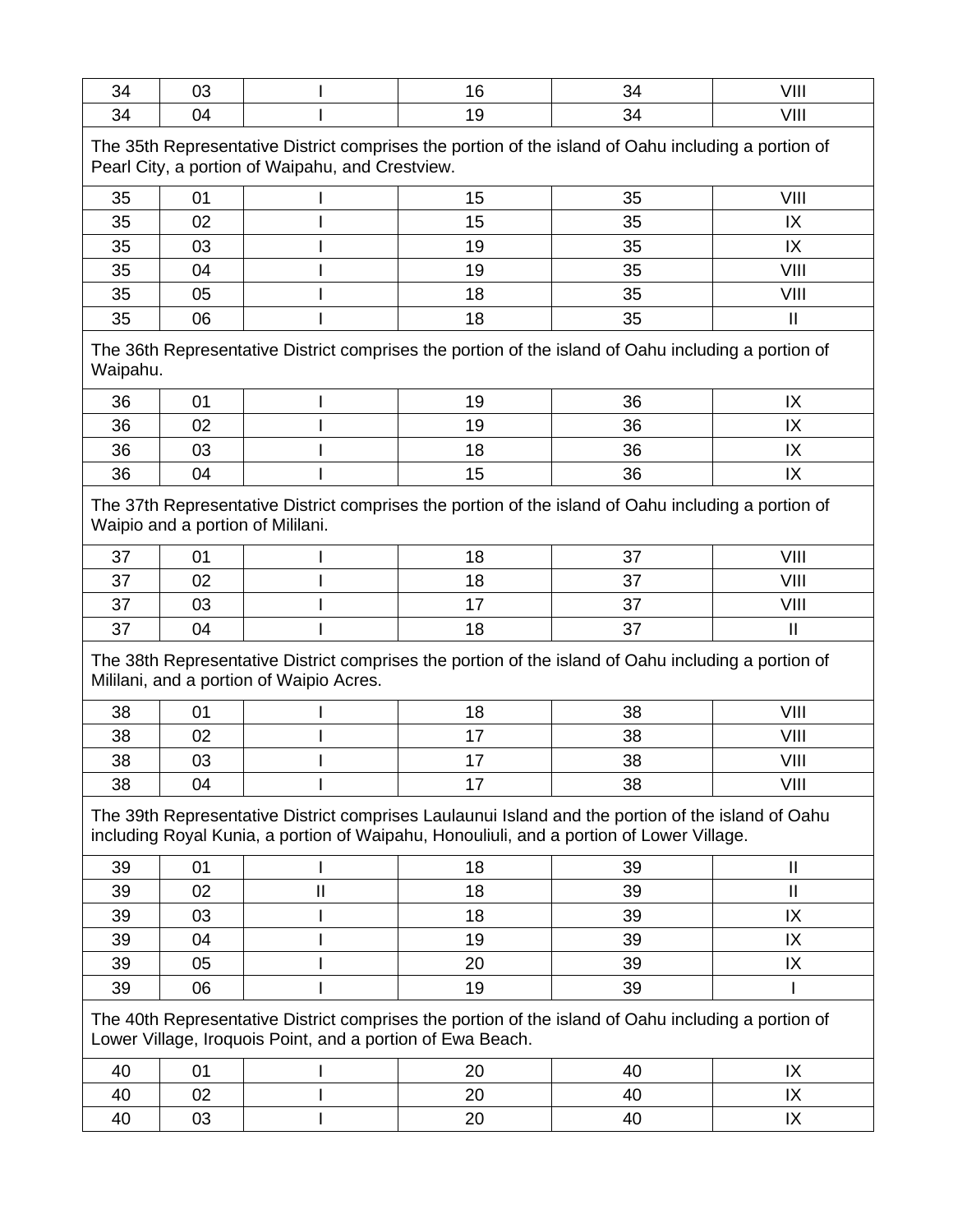| 34 | 03 | I | 16 | 34 | VIII |
|---|---|---|---|---|---|
| 34 | 04 | I | 19 | 34 | VIII |

The 35th Representative District comprises the portion of the island of Oahu including a portion of Pearl City, a portion of Waipahu, and Crestview.

| 35 | 01 | I | 15 | 35 | VIII |
|---|---|---|---|---|---|
| 35 | 02 | I | 15 | 35 | IX |
| 35 | 03 | I | 19 | 35 | IX |
| 35 | 04 | I | 19 | 35 | VIII |
| 35 | 05 | I | 18 | 35 | VIII |
| 35 | 06 | I | 18 | 35 | II |

The 36th Representative District comprises the portion of the island of Oahu including a portion of Waipahu.

| 36 | 01 | I | 19 | 36 | IX |
|---|---|---|---|---|---|
| 36 | 02 | I | 19 | 36 | IX |
| 36 | 03 | I | 18 | 36 | IX |
| 36 | 04 | I | 15 | 36 | IX |

The 37th Representative District comprises the portion of the island of Oahu including a portion of Waipio and a portion of Mililani.

| 37 | 01 | I | 18 | 37 | VIII |
|---|---|---|---|---|---|
| 37 | 02 | I | 18 | 37 | VIII |
| 37 | 03 | I | 17 | 37 | VIII |
| 37 | 04 | I | 18 | 37 | II |

The 38th Representative District comprises the portion of the island of Oahu including a portion of Mililani, and a portion of Waipio Acres.

| 38 | 01 | I | 18 | 38 | VIII |
|---|---|---|---|---|---|
| 38 | 02 | I | 17 | 38 | VIII |
| 38 | 03 | I | 17 | 38 | VIII |
| 38 | 04 | I | 17 | 38 | VIII |

The 39th Representative District comprises Laulaunui Island and the portion of the island of Oahu including Royal Kunia, a portion of Waipahu, Honouliuli, and a portion of Lower Village.

| 39 | 01 | I | 18 | 39 | II |
|---|---|---|---|---|---|
| 39 | 02 | II | 18 | 39 | II |
| 39 | 03 | I | 18 | 39 | IX |
| 39 | 04 | I | 19 | 39 | IX |
| 39 | 05 | I | 20 | 39 | IX |
| 39 | 06 | I | 19 | 39 | I |

The 40th Representative District comprises the portion of the island of Oahu including a portion of Lower Village, Iroquois Point, and a portion of Ewa Beach.

| 40 | 01 | I | 20 | 40 | IX |
|---|---|---|---|---|---|
| 40 | 02 | I | 20 | 40 | IX |
| 40 | 03 | I | 20 | 40 | IX |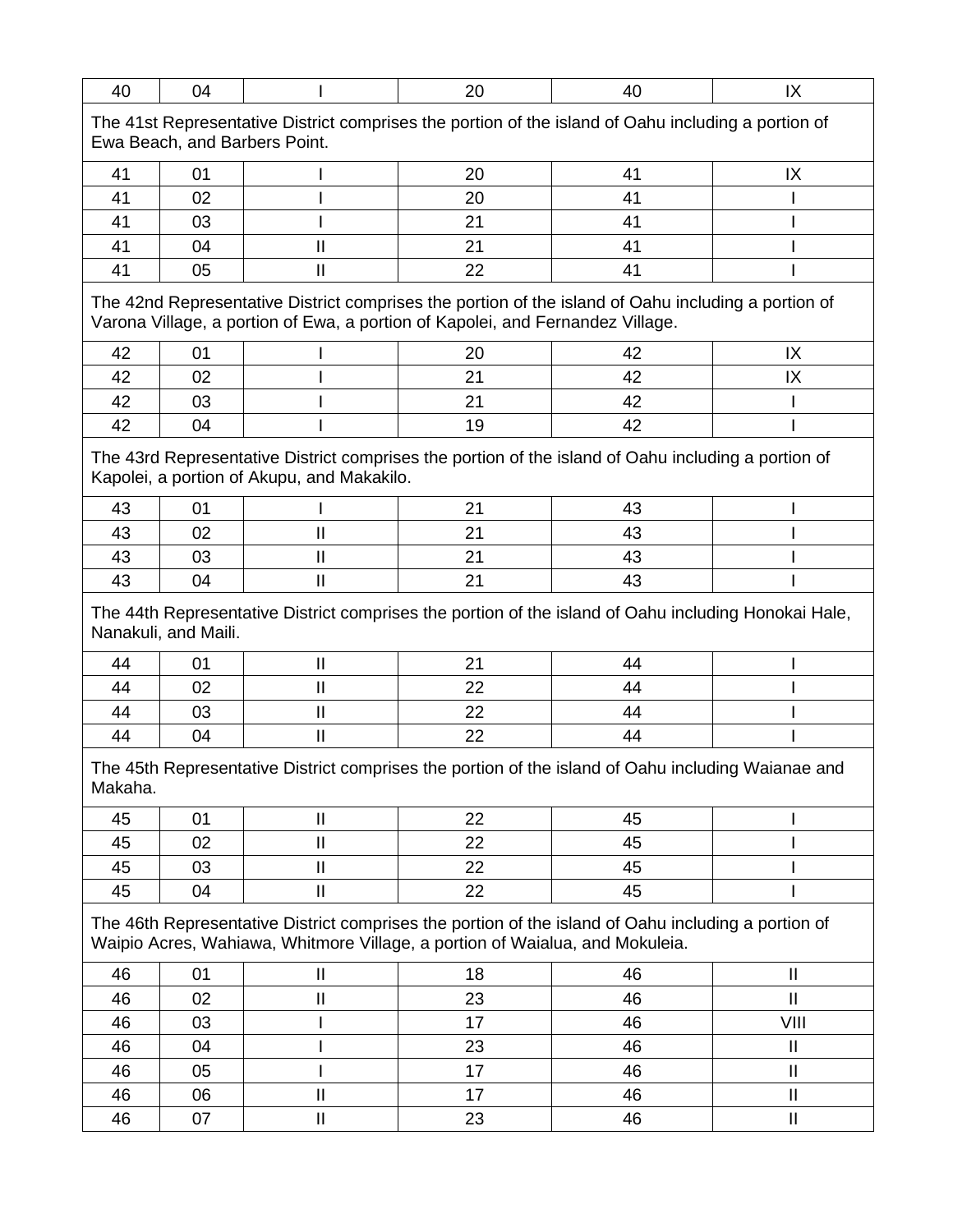| 40 | 04 | I | 20 | 40 | IX |
|---|---|---|---|---|---|

The 41st Representative District comprises the portion of the island of Oahu including a portion of Ewa Beach, and Barbers Point.

| 41 | 01 | I | 20 | 41 | IX |
|---|---|---|---|---|---|
| 41 | 02 | I | 20 | 41 | I |
| 41 | 03 | I | 21 | 41 | I |
| 41 | 04 | II | 21 | 41 | I |
| 41 | 05 | II | 22 | 41 | I |

The 42nd Representative District comprises the portion of the island of Oahu including a portion of Varona Village, a portion of Ewa, a portion of Kapolei, and Fernandez Village.

| 42 | 01 | I | 20 | 42 | IX |
|---|---|---|---|---|---|
| 42 | 02 | I | 21 | 42 | IX |
| 42 | 03 | I | 21 | 42 | I |
| 42 | 04 | I | 19 | 42 | I |

The 43rd Representative District comprises the portion of the island of Oahu including a portion of Kapolei, a portion of Akupu, and Makakilo.

| 43 | 01 | I | 21 | 43 | I |
|---|---|---|---|---|---|
| 43 | 02 | II | 21 | 43 | I |
| 43 | 03 | II | 21 | 43 | I |
| 43 | 04 | II | 21 | 43 | I |

The 44th Representative District comprises the portion of the island of Oahu including Honokai Hale, Nanakuli, and Maili.

| 44 | 01 | II | 21 | 44 | I |
|---|---|---|---|---|---|
| 44 | 02 | II | 22 | 44 | I |
| 44 | 03 | II | 22 | 44 | I |
| 44 | 04 | II | 22 | 44 | I |

The 45th Representative District comprises the portion of the island of Oahu including Waianae and Makaha.

| 45 | 01 | II | 22 | 45 | I |
|---|---|---|---|---|---|
| 45 | 02 | II | 22 | 45 | I |
| 45 | 03 | II | 22 | 45 | I |
| 45 | 04 | II | 22 | 45 | I |

The 46th Representative District comprises the portion of the island of Oahu including a portion of Waipio Acres, Wahiawa, Whitmore Village, a portion of Waialua, and Mokuleia.

| 46 | 01 | II | 18 | 46 | II |
|---|---|---|---|---|---|
| 46 | 02 | II | 23 | 46 | II |
| 46 | 03 | I | 17 | 46 | VIII |
| 46 | 04 | I | 23 | 46 | II |
| 46 | 05 | I | 17 | 46 | II |
| 46 | 06 | II | 17 | 46 | II |
| 46 | 07 | II | 23 | 46 | II |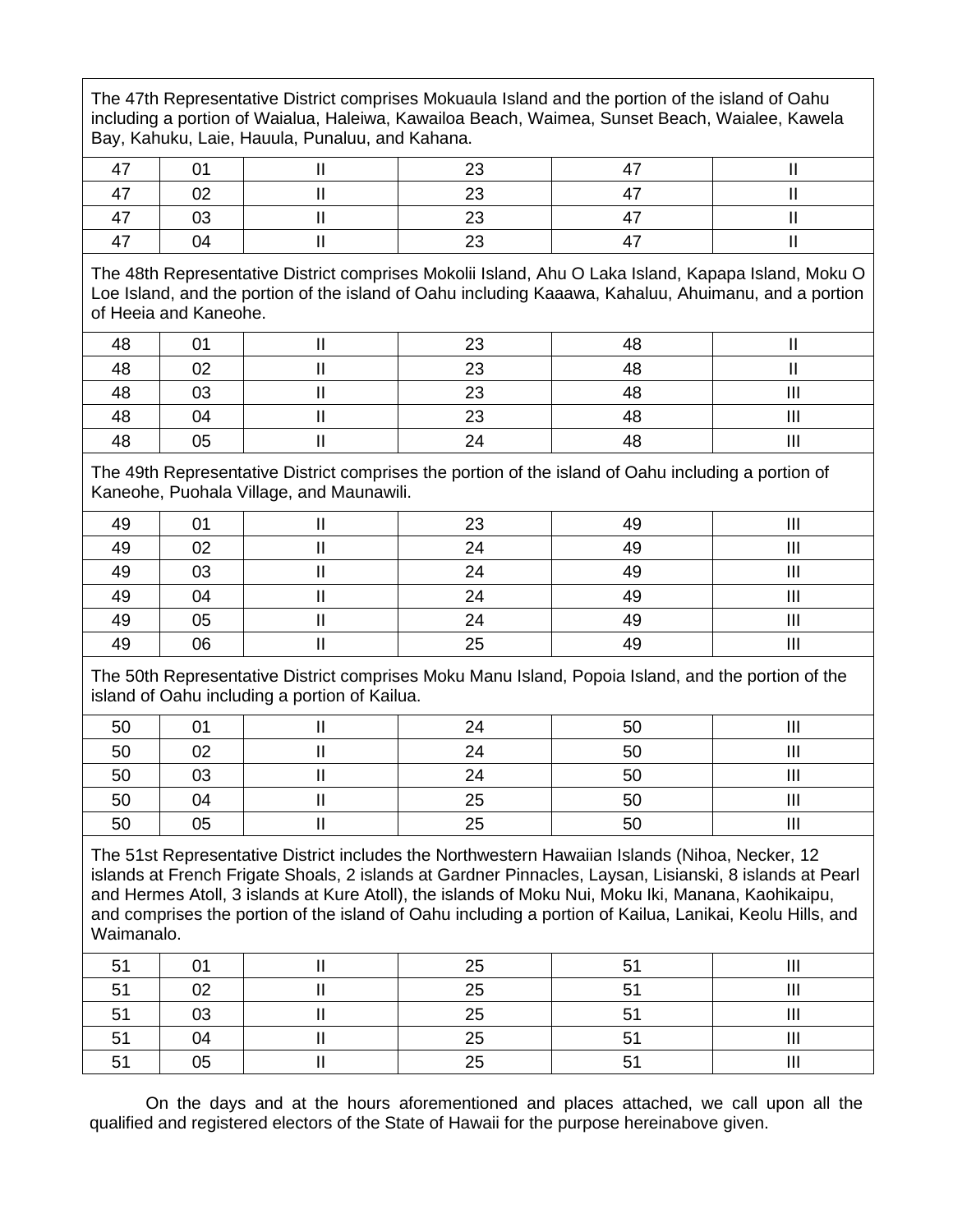| | | | | | |
|---|---|---|---|---|---|
| The 47th Representative District comprises Mokuaula Island and the portion of the island of Oahu including a portion of Waialua, Haleiwa, Kawailoa Beach, Waimea, Sunset Beach, Waialee, Kawela Bay, Kahuku, Laie, Hauula, Punaluu, and Kahana. | | | | | |
| 47 | 01 | II | 23 | 47 | II |
| 47 | 02 | II | 23 | 47 | II |
| 47 | 03 | II | 23 | 47 | II |
| 47 | 04 | II | 23 | 47 | II |
| The 48th Representative District comprises Mokolii Island, Ahu O Laka Island, Kapapa Island, Moku O Loe Island, and the portion of the island of Oahu including Kaaawa, Kahaluu, Ahuimanu, and a portion of Heeia and Kaneohe. | | | | | |
| 48 | 01 | II | 23 | 48 | II |
| 48 | 02 | II | 23 | 48 | II |
| 48 | 03 | II | 23 | 48 | III |
| 48 | 04 | II | 23 | 48 | III |
| 48 | 05 | II | 24 | 48 | III |
| The 49th Representative District comprises the portion of the island of Oahu including a portion of Kaneohe, Puohala Village, and Maunawili. | | | | | |
| 49 | 01 | II | 23 | 49 | III |
| 49 | 02 | II | 24 | 49 | III |
| 49 | 03 | II | 24 | 49 | III |
| 49 | 04 | II | 24 | 49 | III |
| 49 | 05 | II | 24 | 49 | III |
| 49 | 06 | II | 25 | 49 | III |
| The 50th Representative District comprises Moku Manu Island, Popoia Island, and the portion of the island of Oahu including a portion of Kailua. | | | | | |
| 50 | 01 | II | 24 | 50 | III |
| 50 | 02 | II | 24 | 50 | III |
| 50 | 03 | II | 24 | 50 | III |
| 50 | 04 | II | 25 | 50 | III |
| 50 | 05 | II | 25 | 50 | III |
| The 51st Representative District includes the Northwestern Hawaiian Islands (Nihoa, Necker, 12 islands at French Frigate Shoals, 2 islands at Gardner Pinnacles, Laysan, Lisianski, 8 islands at Pearl and Hermes Atoll, 3 islands at Kure Atoll), the islands of Moku Nui, Moku Iki, Manana, Kaohikaipu, and comprises the portion of the island of Oahu including a portion of Kailua, Lanikai, Keolu Hills, and Waimanalo. | | | | | |
| 51 | 01 | II | 25 | 51 | III |
| 51 | 02 | II | 25 | 51 | III |
| 51 | 03 | II | 25 | 51 | III |
| 51 | 04 | II | 25 | 51 | III |
| 51 | 05 | II | 25 | 51 | III |

On the days and at the hours aforementioned and places attached, we call upon all the qualified and registered electors of the State of Hawaii for the purpose hereinabove given.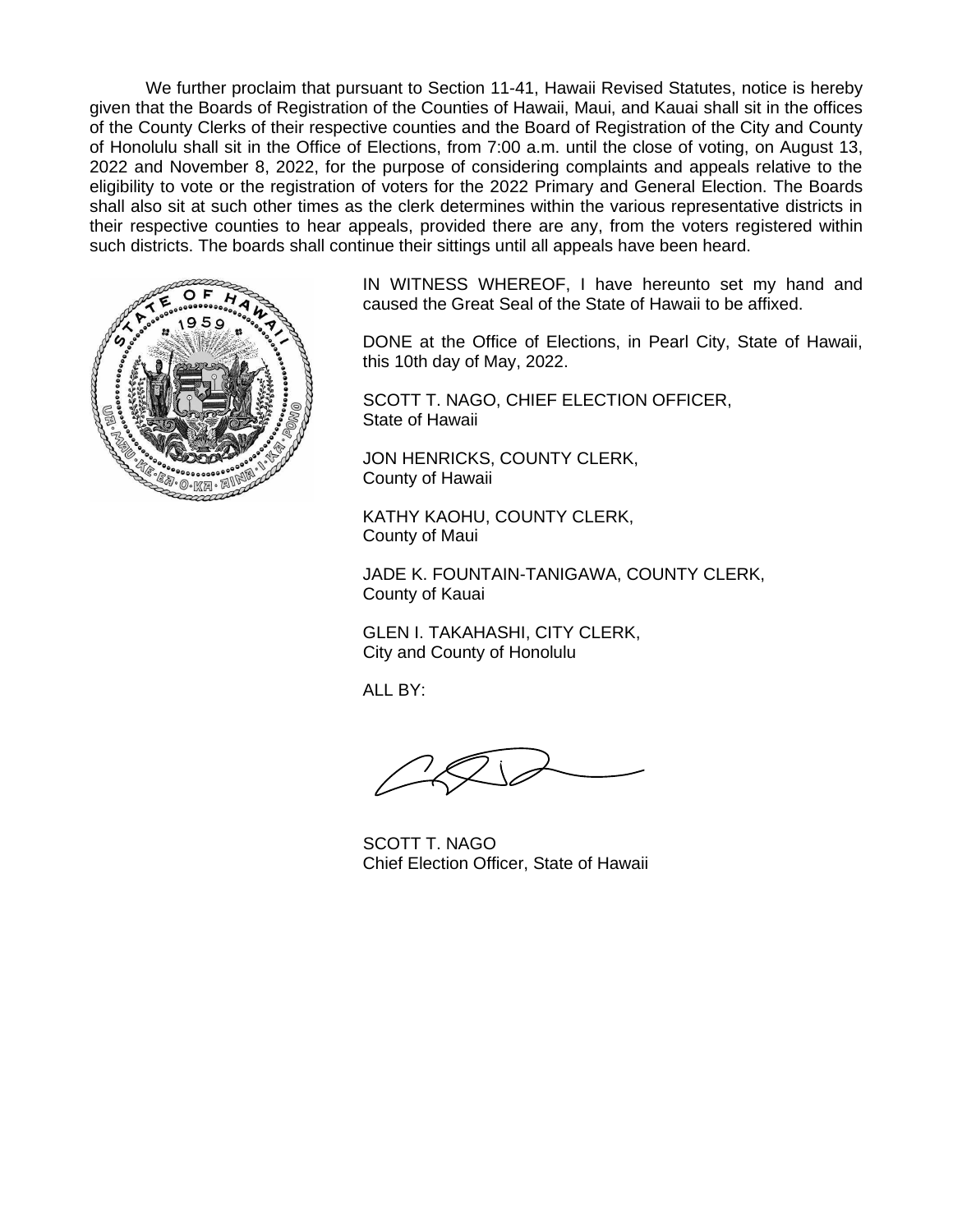We further proclaim that pursuant to Section 11-41, Hawaii Revised Statutes, notice is hereby given that the Boards of Registration of the Counties of Hawaii, Maui, and Kauai shall sit in the offices of the County Clerks of their respective counties and the Board of Registration of the City and County of Honolulu shall sit in the Office of Elections, from 7:00 a.m. until the close of voting, on August 13, 2022 and November 8, 2022, for the purpose of considering complaints and appeals relative to the eligibility to vote or the registration of voters for the 2022 Primary and General Election. The Boards shall also sit at such other times as the clerk determines within the various representative districts in their respective counties to hear appeals, provided there are any, from the voters registered within such districts. The boards shall continue their sittings until all appeals have been heard.

IN WITNESS WHEREOF, I have hereunto set my hand and caused the Great Seal of the State of Hawaii to be affixed.

DONE at the Office of Elections, in Pearl City, State of Hawaii, this 10th day of May, 2022.

SCOTT T. NAGO, CHIEF ELECTION OFFICER,
State of Hawaii

JON HENRICKS, COUNTY CLERK,
County of Hawaii

KATHY KAOHU, COUNTY CLERK,
County of Maui

JADE K. FOUNTAIN-TANIGAWA, COUNTY CLERK,
County of Kauai

GLEN I. TAKAHASHI, CITY CLERK,
City and County of Honolulu

ALL BY:

SCOTT T. NAGO
Chief Election Officer, State of Hawaii